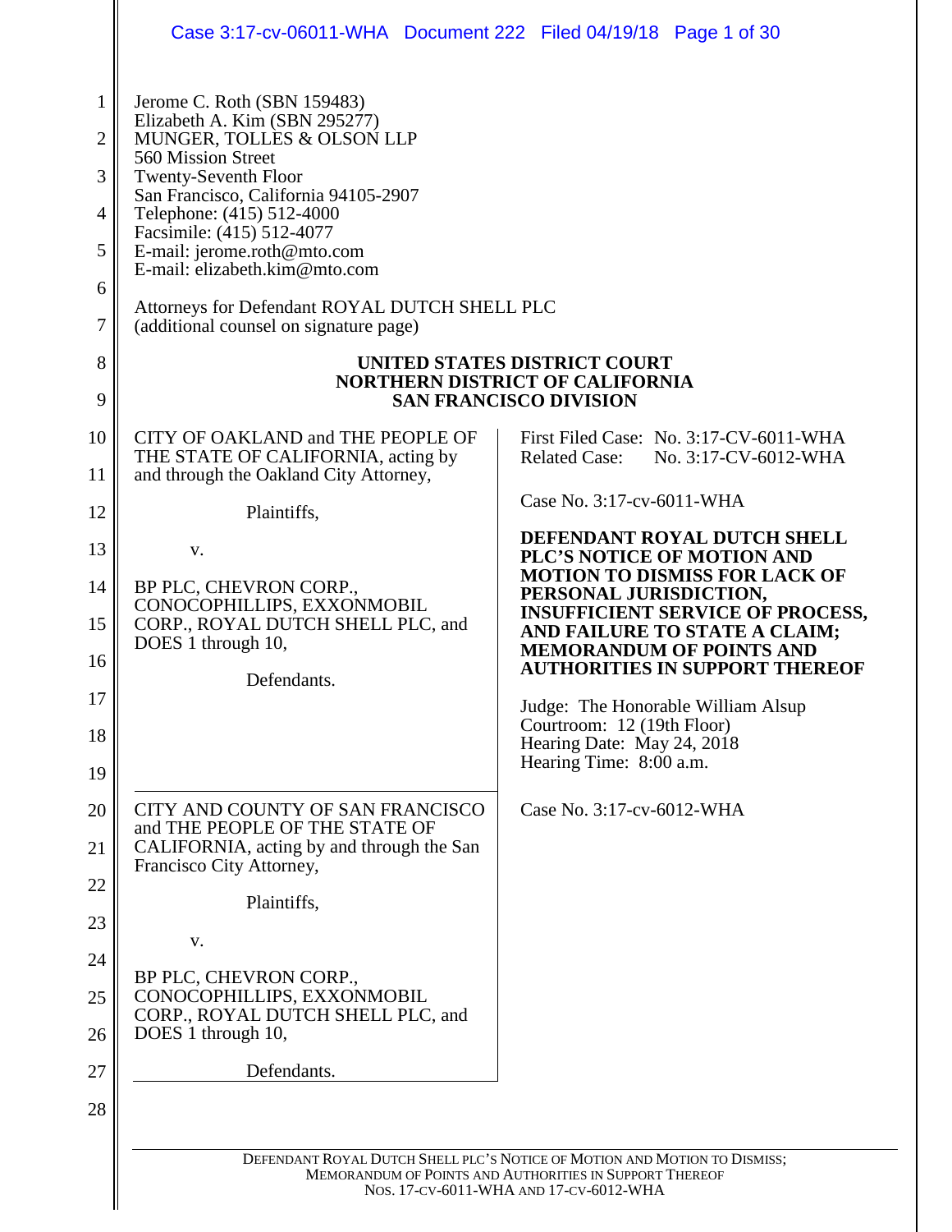Jerome C. Roth (SBN 159483)
Elizabeth A. Kim (SBN 295277)
MUNGER, TOLLES & OLSON LLP
560 Mission Street
Twenty-Seventh Floor
San Francisco, California 94105-2907
Telephone: (415) 512-4000
Facsimile: (415) 512-4077
E-mail: jerome.roth@mto.com
E-mail: elizabeth.kim@mto.com

Attorneys for Defendant ROYAL DUTCH SHELL PLC
(additional counsel on signature page)

**UNITED STATES DISTRICT COURT**
**NORTHERN DISTRICT OF CALIFORNIA**
**SAN FRANCISCO DIVISION**

CITY OF OAKLAND and THE PEOPLE OF THE STATE OF CALIFORNIA, acting by and through the Oakland City Attorney,

Plaintiffs,

v.

BP PLC, CHEVRON CORP., CONOCOPHILLIPS, EXXONMOBIL CORP., ROYAL DUTCH SHELL PLC, and DOES 1 through 10,

Defendants.

First Filed Case: No. 3:17-CV-6011-WHA
Related Case: No. 3:17-CV-6012-WHA

Case No. 3:17-cv-6011-WHA

**DEFENDANT ROYAL DUTCH SHELL PLC'S NOTICE OF MOTION AND MOTION TO DISMISS FOR LACK OF PERSONAL JURISDICTION, INSUFFICIENT SERVICE OF PROCESS, AND FAILURE TO STATE A CLAIM; MEMORANDUM OF POINTS AND AUTHORITIES IN SUPPORT THEREOF**

Judge: The Honorable William Alsup
Courtroom: 12 (19th Floor)
Hearing Date: May 24, 2018
Hearing Time: 8:00 a.m.

CITY AND COUNTY OF SAN FRANCISCO and THE PEOPLE OF THE STATE OF CALIFORNIA, acting by and through the San Francisco City Attorney,

Plaintiffs,

v.

BP PLC, CHEVRON CORP., CONOCOPHILLIPS, EXXONMOBIL CORP., ROYAL DUTCH SHELL PLC, and DOES 1 through 10,

Defendants.

Case No. 3:17-cv-6012-WHA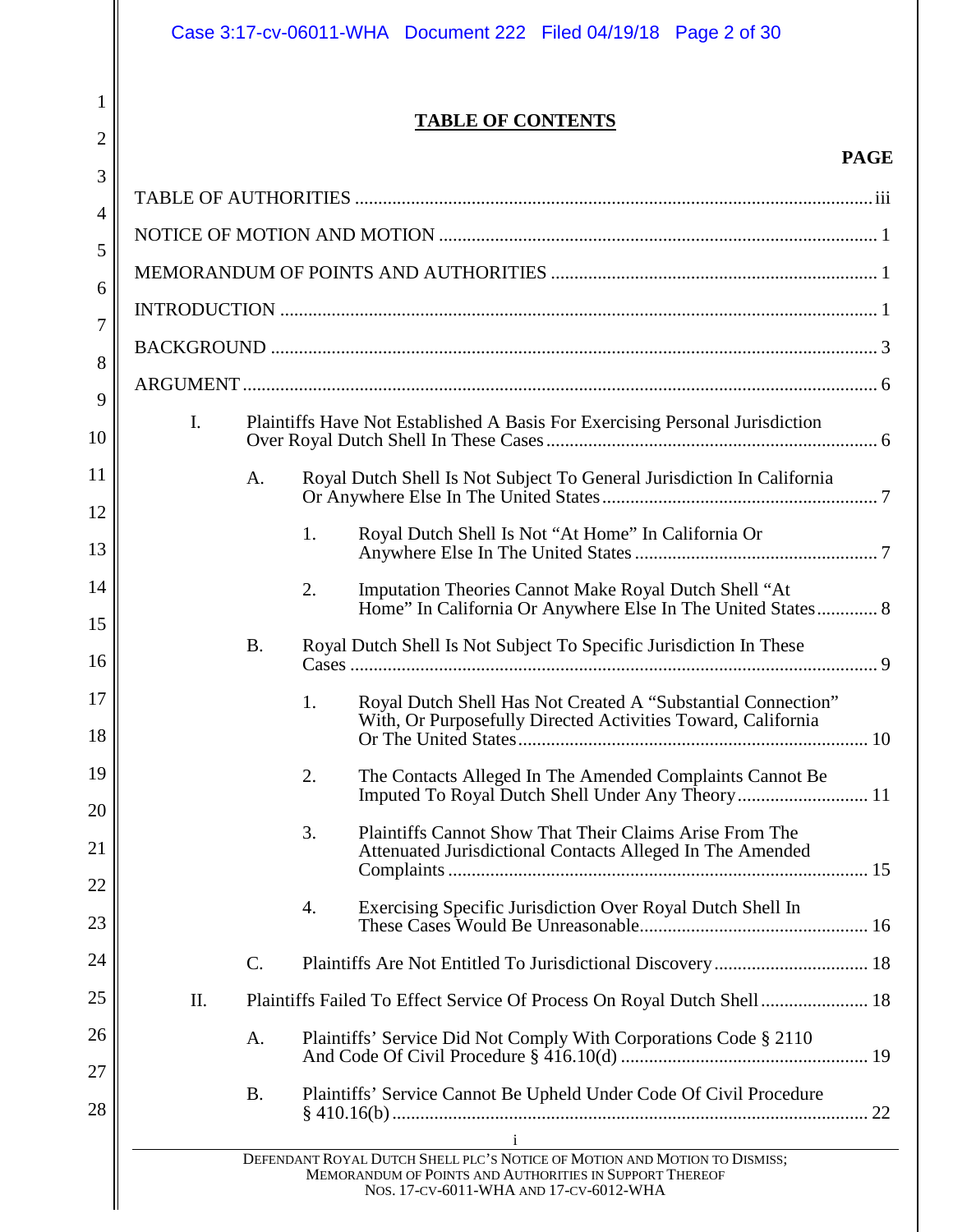## TABLE OF CONTENTS

**PAGE**

TABLE OF AUTHORITIES ........ iii

NOTICE OF MOTION AND MOTION ........ 1

MEMORANDUM OF POINTS AND AUTHORITIES ........ 1

INTRODUCTION ........ 1

BACKGROUND ........ 3

ARGUMENT ........ 6

- I. Plaintiffs Have Not Established A Basis For Exercising Personal Jurisdiction Over Royal Dutch Shell In These Cases ........ 6
  - A. Royal Dutch Shell Is Not Subject To General Jurisdiction In California Or Anywhere Else In The United States ........ 7
    - 1. Royal Dutch Shell Is Not "At Home" In California Or Anywhere Else In The United States ........ 7
    - 2. Imputation Theories Cannot Make Royal Dutch Shell "At Home" In California Or Anywhere Else In The United States ........ 8
  - B. Royal Dutch Shell Is Not Subject To Specific Jurisdiction In These Cases ........ 9
    - 1. Royal Dutch Shell Has Not Created A "Substantial Connection" With, Or Purposefully Directed Activities Toward, California Or The United States ........ 10
    - 2. The Contacts Alleged In The Amended Complaints Cannot Be Imputed To Royal Dutch Shell Under Any Theory ........ 11
    - 3. Plaintiffs Cannot Show That Their Claims Arise From The Attenuated Jurisdictional Contacts Alleged In The Amended Complaints ........ 15
    - 4. Exercising Specific Jurisdiction Over Royal Dutch Shell In These Cases Would Be Unreasonable ........ 16
  - C. Plaintiffs Are Not Entitled To Jurisdictional Discovery ........ 18
- II. Plaintiffs Failed To Effect Service Of Process On Royal Dutch Shell ........ 18
  - A. Plaintiffs' Service Did Not Comply With Corporations Code § 2110 And Code Of Civil Procedure § 416.10(d) ........ 19
  - B. Plaintiffs' Service Cannot Be Upheld Under Code Of Civil Procedure § 410.16(b) ........ 22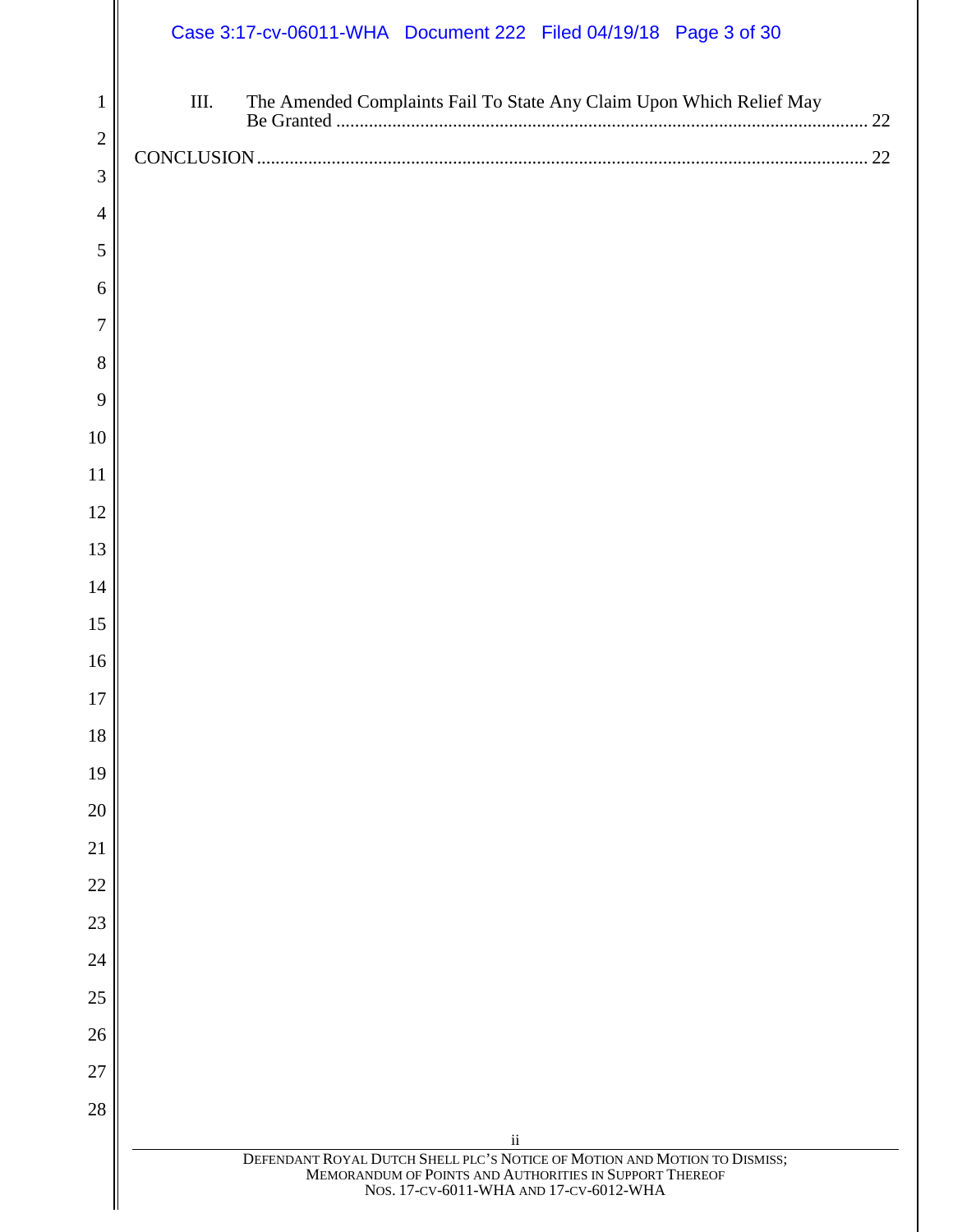III. The Amended Complaints Fail To State Any Claim Upon Which Relief May Be Granted ................................................................................................................ 22

CONCLUSION ................................................................................................................................ 22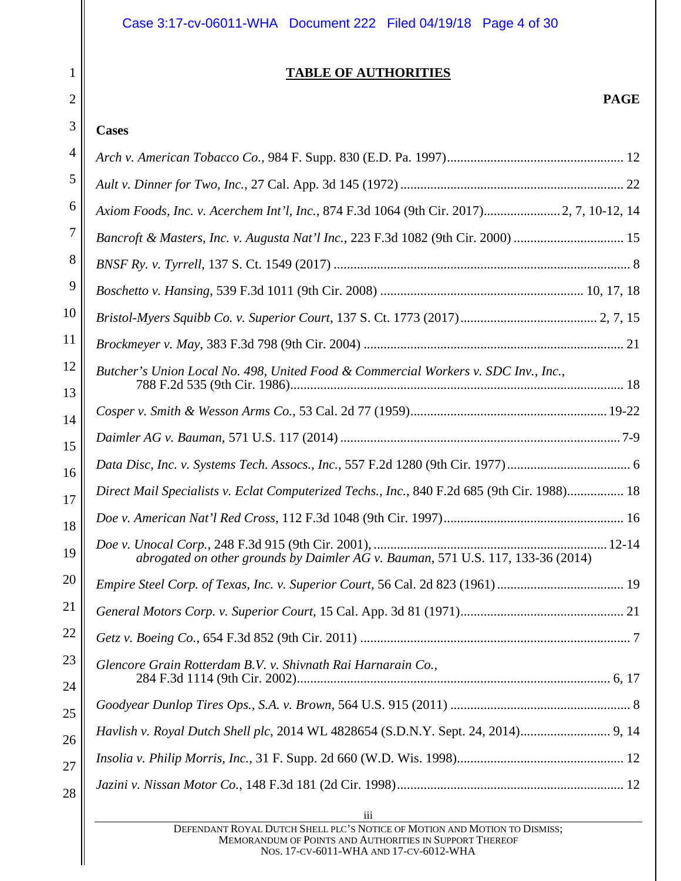## TABLE OF AUTHORITIES

**PAGE**

**Cases**

*Arch v. American Tobacco Co.*, 984 F. Supp. 830 (E.D. Pa. 1997) ..... 12

*Ault v. Dinner for Two, Inc.*, 27 Cal. App. 3d 145 (1972) ..... 22

*Axiom Foods, Inc. v. Acerchem Int'l, Inc.*, 874 F.3d 1064 (9th Cir. 2017) ..... 2, 7, 10-12, 14

*Bancroft & Masters, Inc. v. Augusta Nat'l Inc.*, 223 F.3d 1082 (9th Cir. 2000) ..... 15

*BNSF Ry. v. Tyrrell*, 137 S. Ct. 1549 (2017) ..... 8

*Boschetto v. Hansing*, 539 F.3d 1011 (9th Cir. 2008) ..... 10, 17, 18

*Bristol-Myers Squibb Co. v. Superior Court*, 137 S. Ct. 1773 (2017) ..... 2, 7, 15

*Brockmeyer v. May*, 383 F.3d 798 (9th Cir. 2004) ..... 21

*Butcher's Union Local No. 498, United Food & Commercial Workers v. SDC Inv., Inc.*, 788 F.2d 535 (9th Cir. 1986) ..... 18

*Cosper v. Smith & Wesson Arms Co.*, 53 Cal. 2d 77 (1959) ..... 19-22

*Daimler AG v. Bauman*, 571 U.S. 117 (2014) ..... 7-9

*Data Disc, Inc. v. Systems Tech. Assocs., Inc.*, 557 F.2d 1280 (9th Cir. 1977) ..... 6

*Direct Mail Specialists v. Eclat Computerized Techs., Inc.*, 840 F.2d 685 (9th Cir. 1988) ..... 18

*Doe v. American Nat'l Red Cross*, 112 F.3d 1048 (9th Cir. 1997) ..... 16

*Doe v. Unocal Corp.*, 248 F.3d 915 (9th Cir. 2001), *abrogated on other grounds by Daimler AG v. Bauman*, 571 U.S. 117, 133-36 (2014) ..... 12-14

*Empire Steel Corp. of Texas, Inc. v. Superior Court*, 56 Cal. 2d 823 (1961) ..... 19

*General Motors Corp. v. Superior Court*, 15 Cal. App. 3d 81 (1971) ..... 21

*Getz v. Boeing Co.*, 654 F.3d 852 (9th Cir. 2011) ..... 7

*Glencore Grain Rotterdam B.V. v. Shivnath Rai Harnarain Co.*, 284 F.3d 1114 (9th Cir. 2002) ..... 6, 17

*Goodyear Dunlop Tires Ops., S.A. v. Brown*, 564 U.S. 915 (2011) ..... 8

*Havlish v. Royal Dutch Shell plc*, 2014 WL 4828654 (S.D.N.Y. Sept. 24, 2014) ..... 9, 14

*Insolia v. Philip Morris, Inc.*, 31 F. Supp. 2d 660 (W.D. Wis. 1998) ..... 12

*Jazini v. Nissan Motor Co.*, 148 F.3d 181 (2d Cir. 1998) ..... 12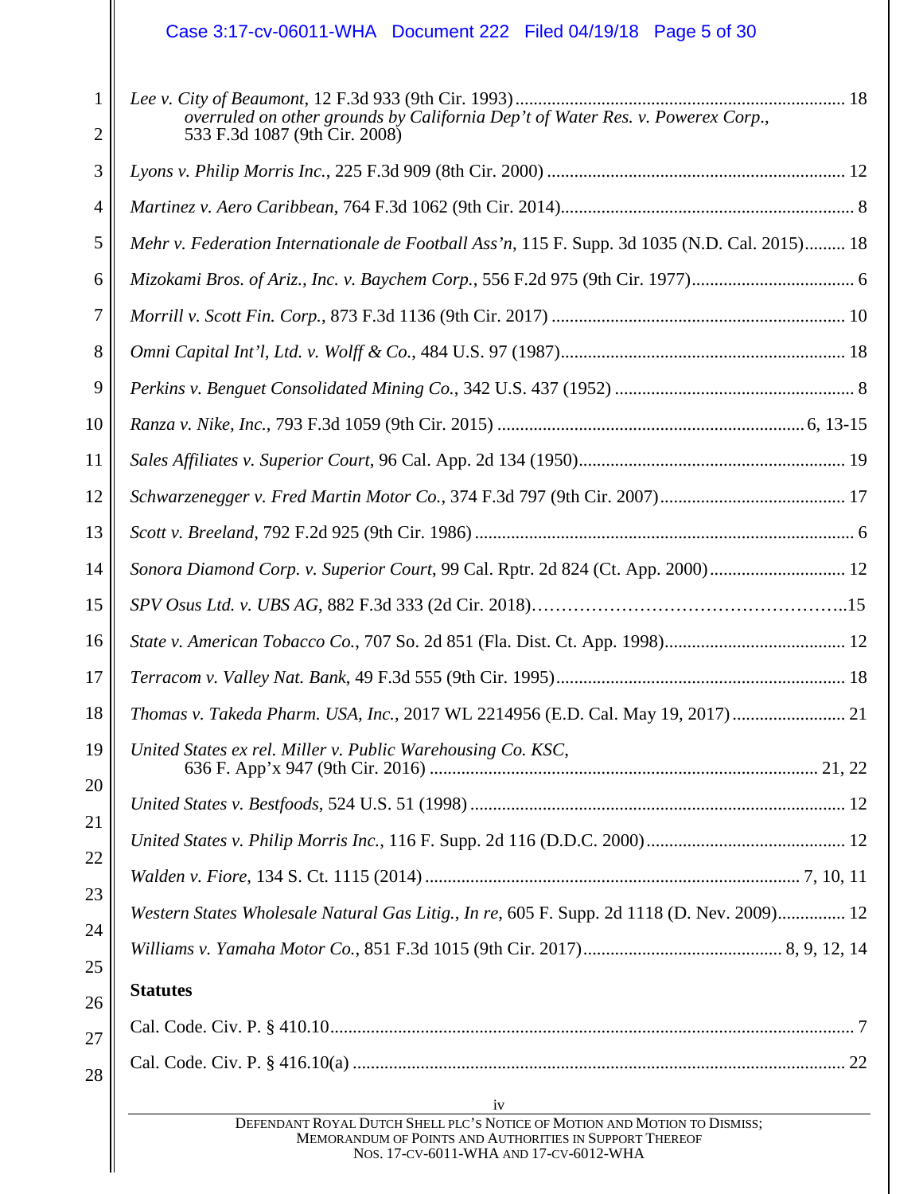*Lee v. City of Beaumont*, 12 F.3d 933 (9th Cir. 1993) ........................................................................ 18
*overruled on other grounds by California Dep't of Water Res. v. Powerex Corp.*, 533 F.3d 1087 (9th Cir. 2008)

*Lyons v. Philip Morris Inc.*, 225 F.3d 909 (8th Cir. 2000) ................................................................. 12

*Martinez v. Aero Caribbean*, 764 F.3d 1062 (9th Cir. 2014)................................................................. 8

*Mehr v. Federation Internationale de Football Ass'n*, 115 F. Supp. 3d 1035 (N.D. Cal. 2015)......... 18

*Mizokami Bros. of Ariz., Inc. v. Baychem Corp.*, 556 F.2d 975 (9th Cir. 1977).................................... 6

*Morrill v. Scott Fin. Corp.*, 873 F.3d 1136 (9th Cir. 2017) ................................................................ 10

*Omni Capital Int'l, Ltd. v. Wolff & Co.*, 484 U.S. 97 (1987).............................................................. 18

*Perkins v. Benguet Consolidated Mining Co.*, 342 U.S. 437 (1952) .................................................... 8

*Ranza v. Nike, Inc.*, 793 F.3d 1059 (9th Cir. 2015) ................................................................... 6, 13-15

*Sales Affiliates v. Superior Court*, 96 Cal. App. 2d 134 (1950).......................................................... 19

*Schwarzenegger v. Fred Martin Motor Co.*, 374 F.3d 797 (9th Cir. 2007)......................................... 17

*Scott v. Breeland*, 792 F.2d 925 (9th Cir. 1986) .................................................................................... 6

*Sonora Diamond Corp. v. Superior Court*, 99 Cal. Rptr. 2d 824 (Ct. App. 2000).............................. 12

*SPV Osus Ltd. v. UBS AG*, 882 F.3d 333 (2d Cir. 2018)…………………………………………..15

*State v. American Tobacco Co.*, 707 So. 2d 851 (Fla. Dist. Ct. App. 1998)........................................ 12

*Terracom v. Valley Nat. Bank*, 49 F.3d 555 (9th Cir. 1995)................................................................ 18

*Thomas v. Takeda Pharm. USA, Inc.*, 2017 WL 2214956 (E.D. Cal. May 19, 2017)......................... 21

*United States ex rel. Miller v. Public Warehousing Co. KSC*, 636 F. App'x 947 (9th Cir. 2016) ...................................................................................... 21, 22

*United States v. Bestfoods*, 524 U.S. 51 (1998) .................................................................................. 12

*United States v. Philip Morris Inc.*, 116 F. Supp. 2d 116 (D.D.C. 2000)............................................ 12

*Walden v. Fiore*, 134 S. Ct. 1115 (2014) .................................................................................. 7, 10, 11

*Western States Wholesale Natural Gas Litig., In re*, 605 F. Supp. 2d 1118 (D. Nev. 2009)............... 12

*Williams v. Yamaha Motor Co.*, 851 F.3d 1015 (9th Cir. 2017)............................................ 8, 9, 12, 14

**Statutes**

Cal. Code. Civ. P. § 410.10.................................................................................................................... 7

Cal. Code. Civ. P. § 416.10(a) ............................................................................................................. 22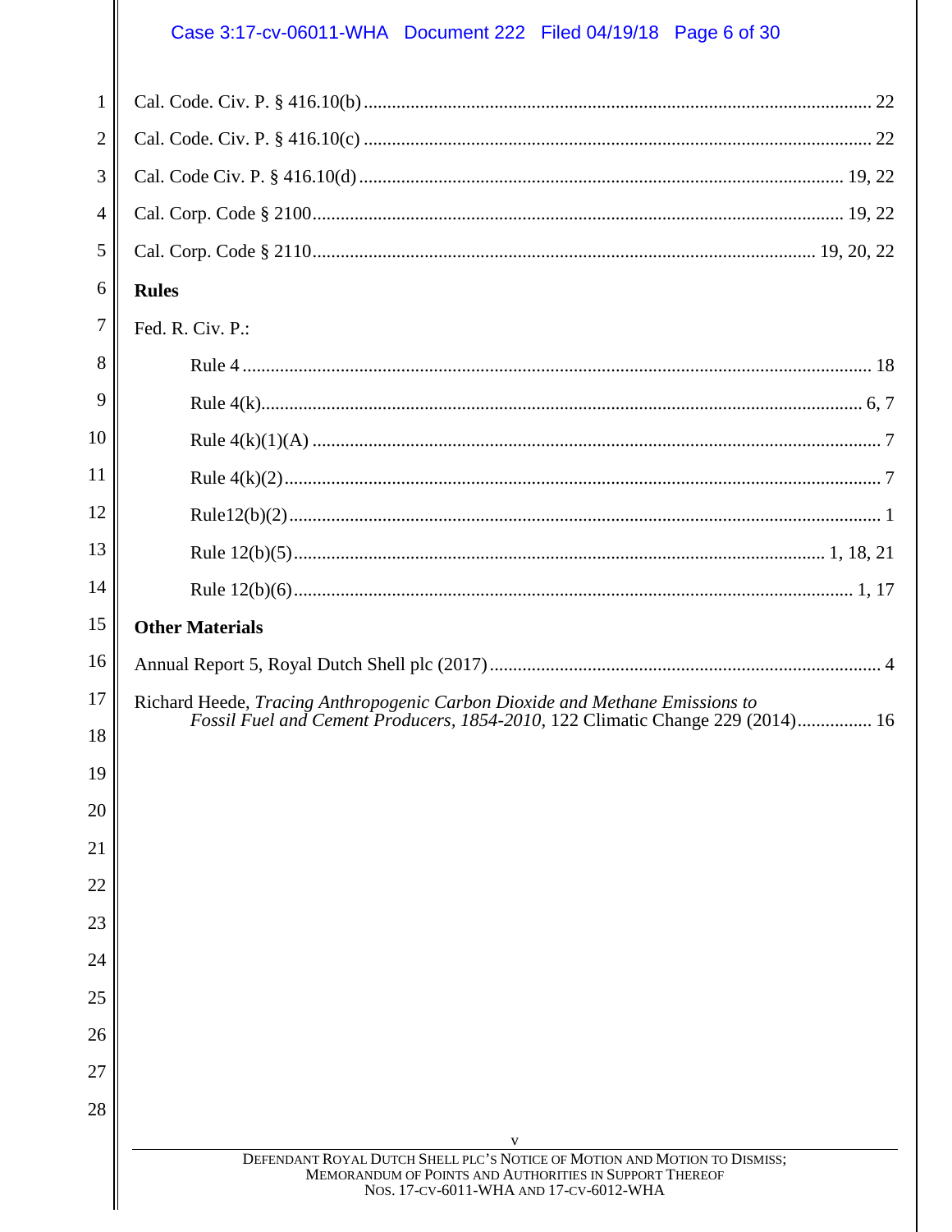Cal. Code. Civ. P. § 416.10(b) .......................................................................................... 22

Cal. Code. Civ. P. § 416.10(c) .......................................................................................... 22

Cal. Code Civ. P. § 416.10(d) ...................................................................................... 19, 22

Cal. Corp. Code § 2100 ............................................................................................... 19, 22

Cal. Corp. Code § 2110 ......................................................................................... 19, 20, 22

**Rules**

Fed. R. Civ. P.:

Rule 4 .................................................................................................................... 18

Rule 4(k) ............................................................................................................... 6, 7

Rule 4(k)(1)(A) ......................................................................................................... 7

Rule 4(k)(2) .............................................................................................................. 7

Rule12(b)(2) ............................................................................................................. 1

Rule 12(b)(5) ............................................................................................... 1, 18, 21

Rule 12(b)(6) ...................................................................................................... 1, 17

**Other Materials**

Annual Report 5, Royal Dutch Shell plc (2017) .................................................................... 4

Richard Heede, *Tracing Anthropogenic Carbon Dioxide and Methane Emissions to Fossil Fuel and Cement Producers, 1854-2010*, 122 Climatic Change 229 (2014) ................ 16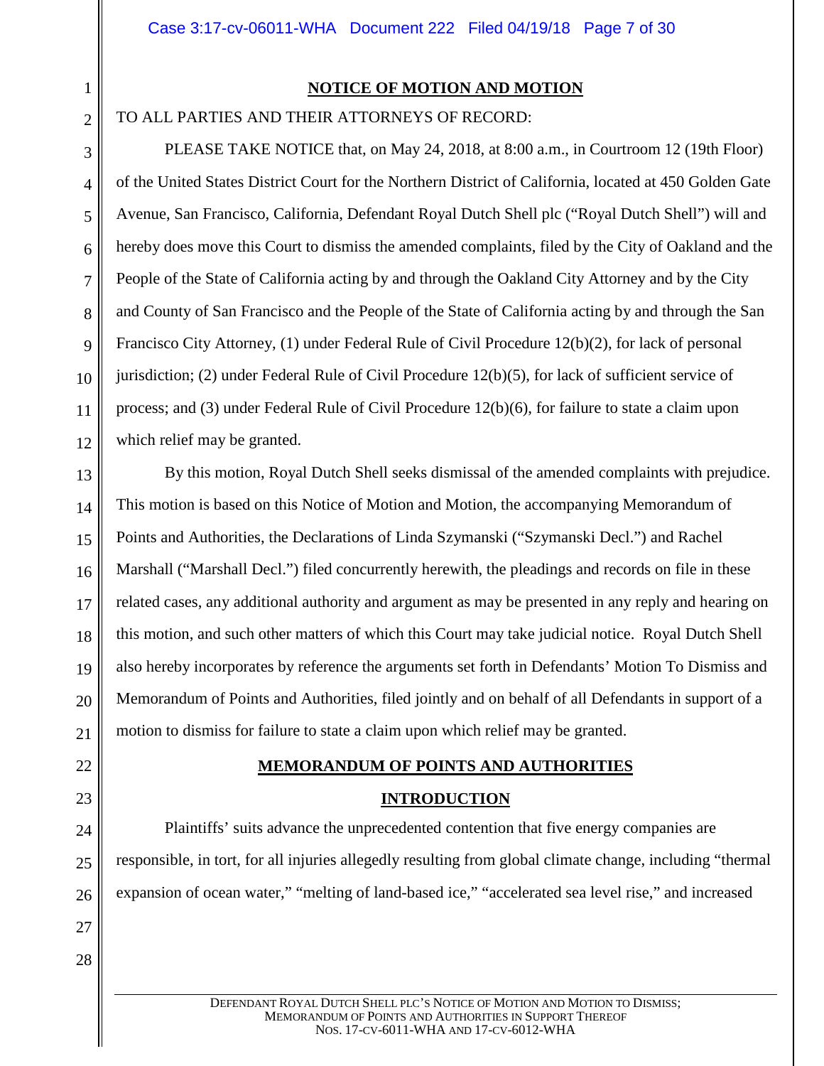## NOTICE OF MOTION AND MOTION

TO ALL PARTIES AND THEIR ATTORNEYS OF RECORD:

PLEASE TAKE NOTICE that, on May 24, 2018, at 8:00 a.m., in Courtroom 12 (19th Floor) of the United States District Court for the Northern District of California, located at 450 Golden Gate Avenue, San Francisco, California, Defendant Royal Dutch Shell plc ("Royal Dutch Shell") will and hereby does move this Court to dismiss the amended complaints, filed by the City of Oakland and the People of the State of California acting by and through the Oakland City Attorney and by the City and County of San Francisco and the People of the State of California acting by and through the San Francisco City Attorney, (1) under Federal Rule of Civil Procedure 12(b)(2), for lack of personal jurisdiction; (2) under Federal Rule of Civil Procedure 12(b)(5), for lack of sufficient service of process; and (3) under Federal Rule of Civil Procedure 12(b)(6), for failure to state a claim upon which relief may be granted.

By this motion, Royal Dutch Shell seeks dismissal of the amended complaints with prejudice. This motion is based on this Notice of Motion and Motion, the accompanying Memorandum of Points and Authorities, the Declarations of Linda Szymanski ("Szymanski Decl.") and Rachel Marshall ("Marshall Decl.") filed concurrently herewith, the pleadings and records on file in these related cases, any additional authority and argument as may be presented in any reply and hearing on this motion, and such other matters of which this Court may take judicial notice. Royal Dutch Shell also hereby incorporates by reference the arguments set forth in Defendants' Motion To Dismiss and Memorandum of Points and Authorities, filed jointly and on behalf of all Defendants in support of a motion to dismiss for failure to state a claim upon which relief may be granted.

## MEMORANDUM OF POINTS AND AUTHORITIES

### INTRODUCTION

Plaintiffs' suits advance the unprecedented contention that five energy companies are responsible, in tort, for all injuries allegedly resulting from global climate change, including "thermal expansion of ocean water," "melting of land-based ice," "accelerated sea level rise," and increased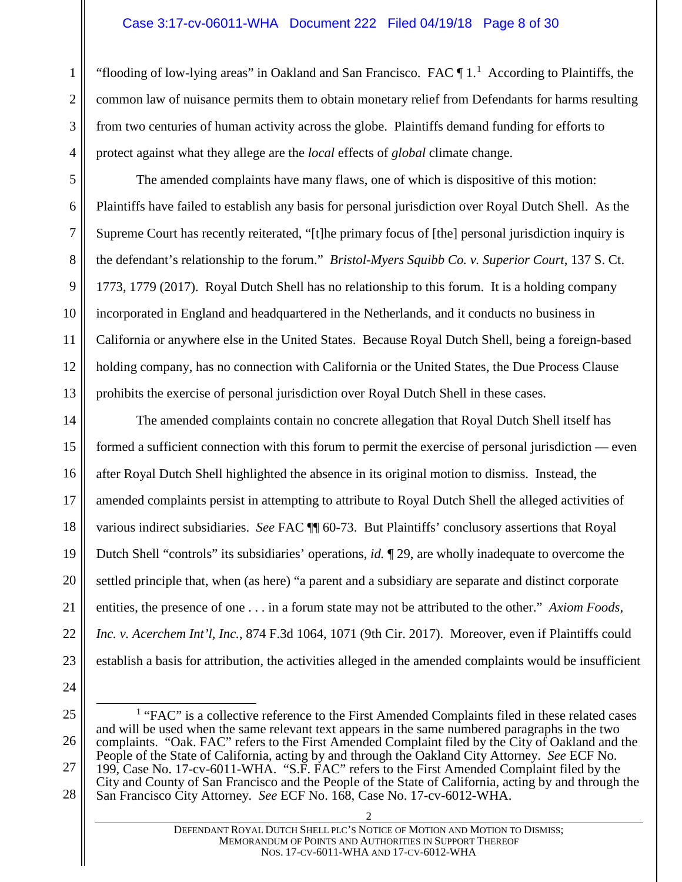"flooding of low-lying areas" in Oakland and San Francisco. FAC ¶ 1.[1] According to Plaintiffs, the common law of nuisance permits them to obtain monetary relief from Defendants for harms resulting from two centuries of human activity across the globe. Plaintiffs demand funding for efforts to protect against what they allege are the *local* effects of *global* climate change.

The amended complaints have many flaws, one of which is dispositive of this motion: Plaintiffs have failed to establish any basis for personal jurisdiction over Royal Dutch Shell. As the Supreme Court has recently reiterated, "[t]he primary focus of [the] personal jurisdiction inquiry is the defendant's relationship to the forum." *Bristol-Myers Squibb Co. v. Superior Court*, 137 S. Ct. 1773, 1779 (2017). Royal Dutch Shell has no relationship to this forum. It is a holding company incorporated in England and headquartered in the Netherlands, and it conducts no business in California or anywhere else in the United States. Because Royal Dutch Shell, being a foreign-based holding company, has no connection with California or the United States, the Due Process Clause prohibits the exercise of personal jurisdiction over Royal Dutch Shell in these cases.

The amended complaints contain no concrete allegation that Royal Dutch Shell itself has formed a sufficient connection with this forum to permit the exercise of personal jurisdiction — even after Royal Dutch Shell highlighted the absence in its original motion to dismiss. Instead, the amended complaints persist in attempting to attribute to Royal Dutch Shell the alleged activities of various indirect subsidiaries. *See* FAC ¶¶ 60-73. But Plaintiffs' conclusory assertions that Royal Dutch Shell "controls" its subsidiaries' operations, *id.* ¶ 29, are wholly inadequate to overcome the settled principle that, when (as here) "a parent and a subsidiary are separate and distinct corporate entities, the presence of one . . . in a forum state may not be attributed to the other." *Axiom Foods, Inc. v. Acerchem Int'l, Inc.*, 874 F.3d 1064, 1071 (9th Cir. 2017). Moreover, even if Plaintiffs could establish a basis for attribution, the activities alleged in the amended complaints would be insufficient

[1] "FAC" is a collective reference to the First Amended Complaints filed in these related cases and will be used when the same relevant text appears in the same numbered paragraphs in the two complaints. "Oak. FAC" refers to the First Amended Complaint filed by the City of Oakland and the People of the State of California, acting by and through the Oakland City Attorney. *See* ECF No. 199, Case No. 17-cv-6011-WHA. "S.F. FAC" refers to the First Amended Complaint filed by the City and County of San Francisco and the People of the State of California, acting by and through the San Francisco City Attorney. *See* ECF No. 168, Case No. 17-cv-6012-WHA.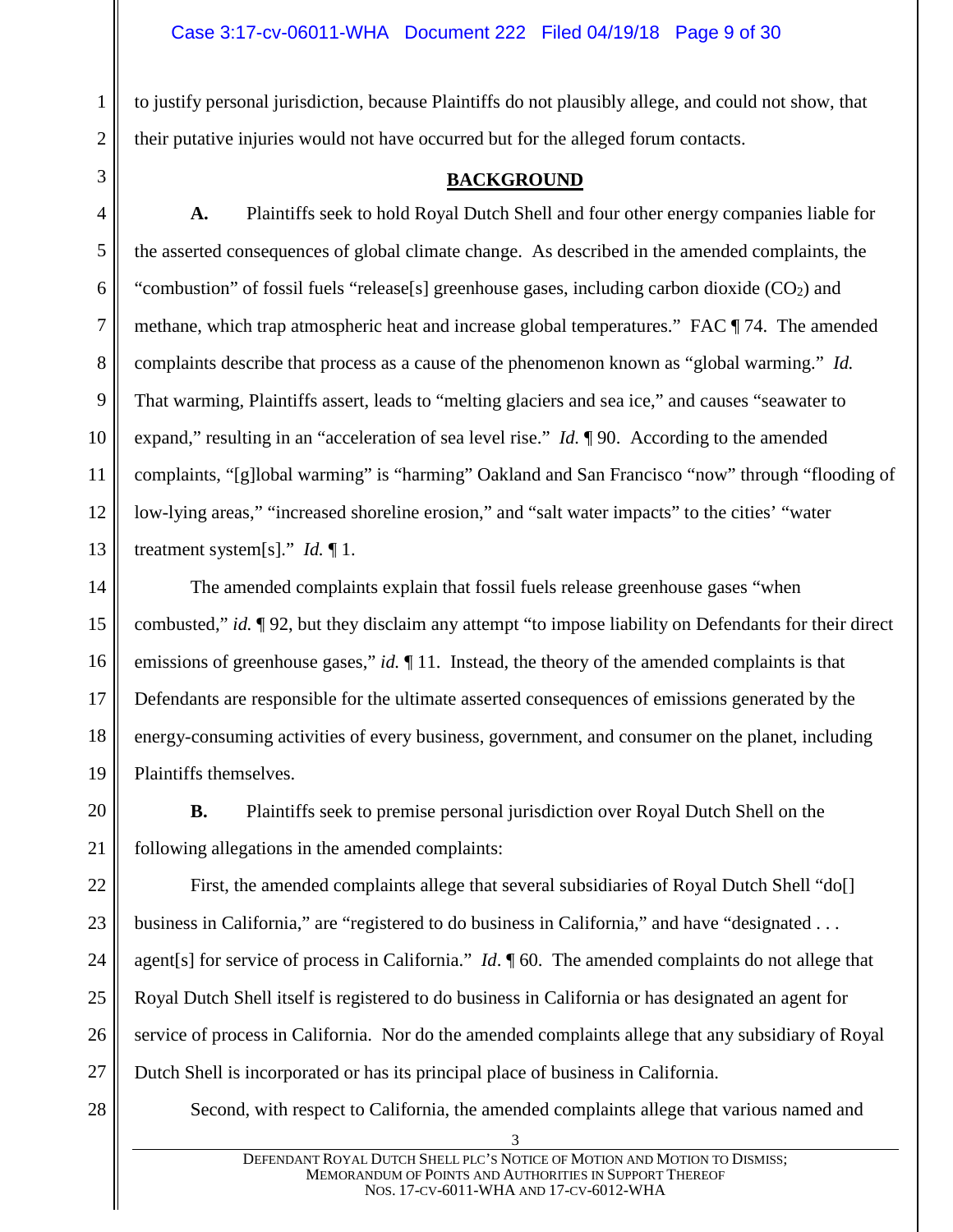to justify personal jurisdiction, because Plaintiffs do not plausibly allege, and could not show, that their putative injuries would not have occurred but for the alleged forum contacts.

## BACKGROUND

**A.** Plaintiffs seek to hold Royal Dutch Shell and four other energy companies liable for the asserted consequences of global climate change. As described in the amended complaints, the "combustion" of fossil fuels "release[s] greenhouse gases, including carbon dioxide ($CO_2$) and methane, which trap atmospheric heat and increase global temperatures." FAC ¶ 74. The amended complaints describe that process as a cause of the phenomenon known as "global warming." *Id.* That warming, Plaintiffs assert, leads to "melting glaciers and sea ice," and causes "seawater to expand," resulting in an "acceleration of sea level rise." *Id.* ¶ 90. According to the amended complaints, "[g]lobal warming" is "harming" Oakland and San Francisco "now" through "flooding of low-lying areas," "increased shoreline erosion," and "salt water impacts" to the cities' "water treatment system[s]." *Id.* ¶ 1.

The amended complaints explain that fossil fuels release greenhouse gases "when combusted," *id.* ¶ 92, but they disclaim any attempt "to impose liability on Defendants for their direct emissions of greenhouse gases," *id.* ¶ 11. Instead, the theory of the amended complaints is that Defendants are responsible for the ultimate asserted consequences of emissions generated by the energy-consuming activities of every business, government, and consumer on the planet, including Plaintiffs themselves.

**B.** Plaintiffs seek to premise personal jurisdiction over Royal Dutch Shell on the following allegations in the amended complaints:

First, the amended complaints allege that several subsidiaries of Royal Dutch Shell "do[] business in California," are "registered to do business in California," and have "designated . . . agent[s] for service of process in California." *Id*. ¶ 60. The amended complaints do not allege that Royal Dutch Shell itself is registered to do business in California or has designated an agent for service of process in California. Nor do the amended complaints allege that any subsidiary of Royal Dutch Shell is incorporated or has its principal place of business in California.

Second, with respect to California, the amended complaints allege that various named and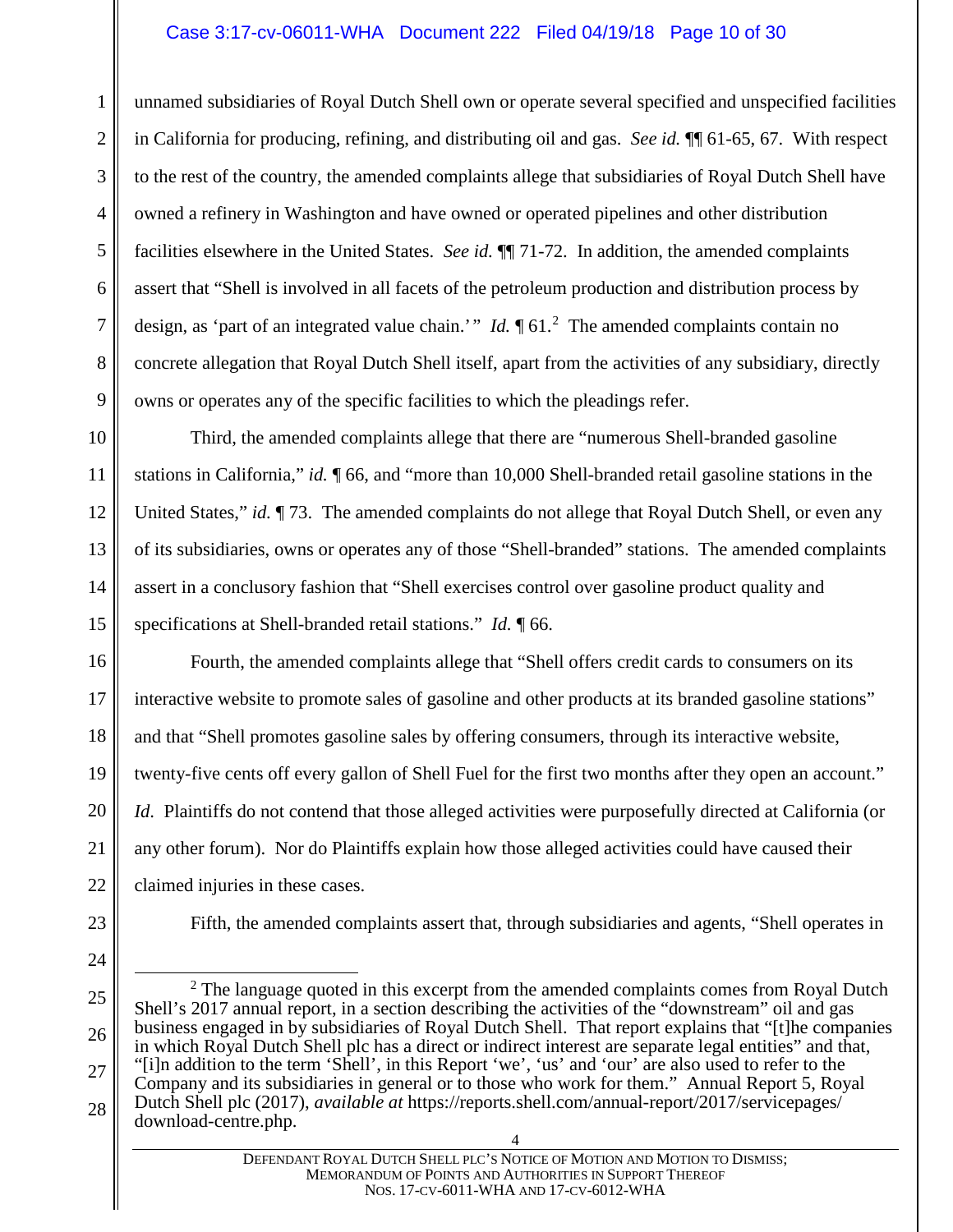unnamed subsidiaries of Royal Dutch Shell own or operate several specified and unspecified facilities in California for producing, refining, and distributing oil and gas. *See id.* ¶¶ 61-65, 67. With respect to the rest of the country, the amended complaints allege that subsidiaries of Royal Dutch Shell have owned a refinery in Washington and have owned or operated pipelines and other distribution facilities elsewhere in the United States. *See id.* ¶¶ 71-72. In addition, the amended complaints assert that "Shell is involved in all facets of the petroleum production and distribution process by design, as 'part of an integrated value chain.'" *Id.* ¶ 61.[2] The amended complaints contain no concrete allegation that Royal Dutch Shell itself, apart from the activities of any subsidiary, directly owns or operates any of the specific facilities to which the pleadings refer.

Third, the amended complaints allege that there are "numerous Shell-branded gasoline stations in California," *id.* ¶ 66, and "more than 10,000 Shell-branded retail gasoline stations in the United States," *id.* ¶ 73. The amended complaints do not allege that Royal Dutch Shell, or even any of its subsidiaries, owns or operates any of those "Shell-branded" stations. The amended complaints assert in a conclusory fashion that "Shell exercises control over gasoline product quality and specifications at Shell-branded retail stations." *Id.* ¶ 66.

Fourth, the amended complaints allege that "Shell offers credit cards to consumers on its interactive website to promote sales of gasoline and other products at its branded gasoline stations" and that "Shell promotes gasoline sales by offering consumers, through its interactive website, twenty-five cents off every gallon of Shell Fuel for the first two months after they open an account." *Id.* Plaintiffs do not contend that those alleged activities were purposefully directed at California (or any other forum). Nor do Plaintiffs explain how those alleged activities could have caused their claimed injuries in these cases.

Fifth, the amended complaints assert that, through subsidiaries and agents, "Shell operates in

---

[2] The language quoted in this excerpt from the amended complaints comes from Royal Dutch Shell's 2017 annual report, in a section describing the activities of the "downstream" oil and gas business engaged in by subsidiaries of Royal Dutch Shell. That report explains that "[t]he companies in which Royal Dutch Shell plc has a direct or indirect interest are separate legal entities" and that, "[i]n addition to the term 'Shell', in this Report 'we', 'us' and 'our' are also used to refer to the Company and its subsidiaries in general or to those who work for them." Annual Report 5, Royal Dutch Shell plc (2017), *available at* https://reports.shell.com/annual-report/2017/servicepages/download-centre.php.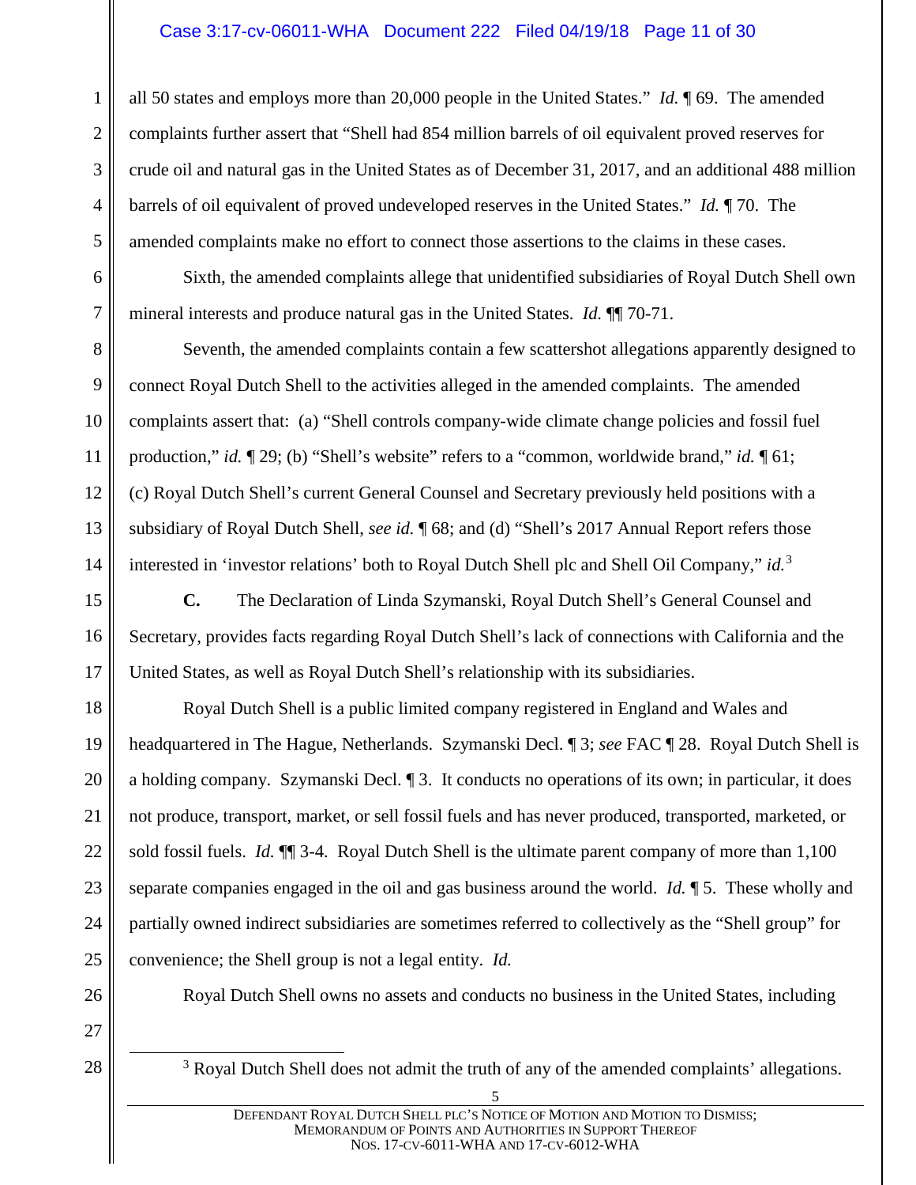all 50 states and employs more than 20,000 people in the United States." *Id.* ¶ 69. The amended complaints further assert that "Shell had 854 million barrels of oil equivalent proved reserves for crude oil and natural gas in the United States as of December 31, 2017, and an additional 488 million barrels of oil equivalent of proved undeveloped reserves in the United States." *Id.* ¶ 70. The amended complaints make no effort to connect those assertions to the claims in these cases.

Sixth, the amended complaints allege that unidentified subsidiaries of Royal Dutch Shell own mineral interests and produce natural gas in the United States. *Id.* ¶¶ 70-71.

Seventh, the amended complaints contain a few scattershot allegations apparently designed to connect Royal Dutch Shell to the activities alleged in the amended complaints. The amended complaints assert that: (a) "Shell controls company-wide climate change policies and fossil fuel production," *id.* ¶ 29; (b) "Shell's website" refers to a "common, worldwide brand," *id.* ¶ 61; (c) Royal Dutch Shell's current General Counsel and Secretary previously held positions with a subsidiary of Royal Dutch Shell, *see id.* ¶ 68; and (d) "Shell's 2017 Annual Report refers those interested in 'investor relations' both to Royal Dutch Shell plc and Shell Oil Company," *id.*[3]

**C.** The Declaration of Linda Szymanski, Royal Dutch Shell's General Counsel and Secretary, provides facts regarding Royal Dutch Shell's lack of connections with California and the United States, as well as Royal Dutch Shell's relationship with its subsidiaries.

Royal Dutch Shell is a public limited company registered in England and Wales and headquartered in The Hague, Netherlands. Szymanski Decl. ¶ 3; *see* FAC ¶ 28. Royal Dutch Shell is a holding company. Szymanski Decl. ¶ 3. It conducts no operations of its own; in particular, it does not produce, transport, market, or sell fossil fuels and has never produced, transported, marketed, or sold fossil fuels. *Id.* ¶¶ 3-4. Royal Dutch Shell is the ultimate parent company of more than 1,100 separate companies engaged in the oil and gas business around the world. *Id.* ¶ 5. These wholly and partially owned indirect subsidiaries are sometimes referred to collectively as the "Shell group" for convenience; the Shell group is not a legal entity. *Id.*

Royal Dutch Shell owns no assets and conducts no business in the United States, including

---

[3] Royal Dutch Shell does not admit the truth of any of the amended complaints' allegations.

DEFENDANT ROYAL DUTCH SHELL PLC'S NOTICE OF MOTION AND MOTION TO DISMISS; MEMORANDUM OF POINTS AND AUTHORITIES IN SUPPORT THEREOF
NOS. 17-CV-6011-WHA AND 17-CV-6012-WHA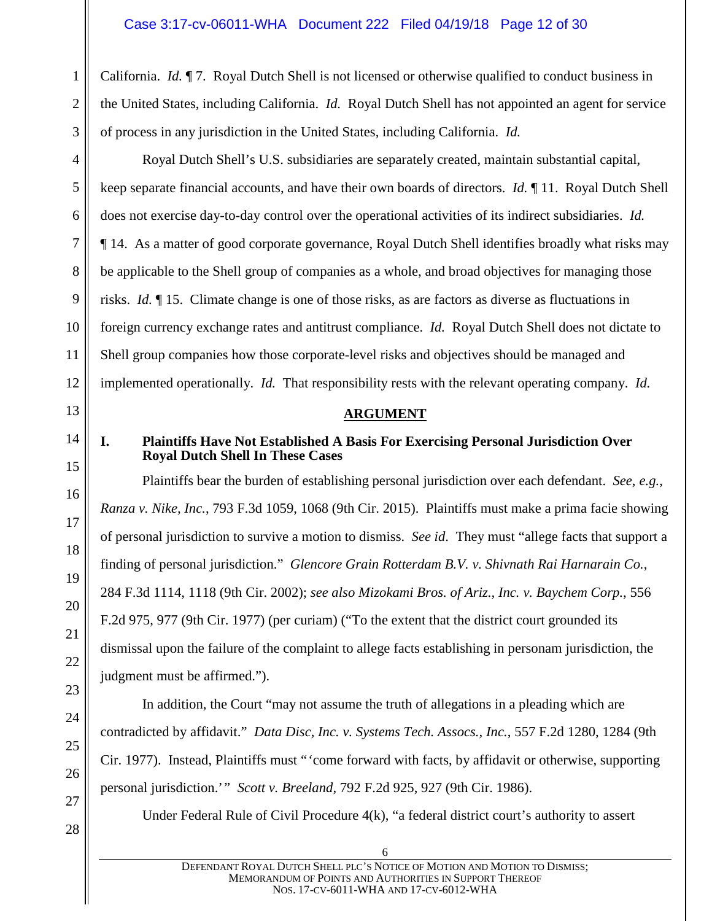California. *Id.* ¶ 7. Royal Dutch Shell is not licensed or otherwise qualified to conduct business in the United States, including California. *Id.* Royal Dutch Shell has not appointed an agent for service of process in any jurisdiction in the United States, including California. *Id.*

Royal Dutch Shell's U.S. subsidiaries are separately created, maintain substantial capital, keep separate financial accounts, and have their own boards of directors. *Id.* ¶ 11. Royal Dutch Shell does not exercise day-to-day control over the operational activities of its indirect subsidiaries. *Id.* ¶ 14. As a matter of good corporate governance, Royal Dutch Shell identifies broadly what risks may be applicable to the Shell group of companies as a whole, and broad objectives for managing those risks. *Id.* ¶ 15. Climate change is one of those risks, as are factors as diverse as fluctuations in foreign currency exchange rates and antitrust compliance. *Id.* Royal Dutch Shell does not dictate to Shell group companies how those corporate-level risks and objectives should be managed and implemented operationally. *Id.* That responsibility rests with the relevant operating company. *Id.*

## ARGUMENT

### I. Plaintiffs Have Not Established A Basis For Exercising Personal Jurisdiction Over Royal Dutch Shell In These Cases

Plaintiffs bear the burden of establishing personal jurisdiction over each defendant. *See, e.g.*, *Ranza v. Nike, Inc.*, 793 F.3d 1059, 1068 (9th Cir. 2015). Plaintiffs must make a prima facie showing of personal jurisdiction to survive a motion to dismiss. *See id*. They must "allege facts that support a finding of personal jurisdiction." *Glencore Grain Rotterdam B.V. v. Shivnath Rai Harnarain Co.*, 284 F.3d 1114, 1118 (9th Cir. 2002); *see also Mizokami Bros. of Ariz., Inc. v. Baychem Corp.*, 556 F.2d 975, 977 (9th Cir. 1977) (per curiam) ("To the extent that the district court grounded its dismissal upon the failure of the complaint to allege facts establishing in personam jurisdiction, the judgment must be affirmed.").

In addition, the Court "may not assume the truth of allegations in a pleading which are contradicted by affidavit." *Data Disc, Inc. v. Systems Tech. Assocs., Inc.*, 557 F.2d 1280, 1284 (9th Cir. 1977). Instead, Plaintiffs must "'come forward with facts, by affidavit or otherwise, supporting personal jurisdiction.'" *Scott v. Breeland*, 792 F.2d 925, 927 (9th Cir. 1986).

Under Federal Rule of Civil Procedure 4(k), "a federal district court's authority to assert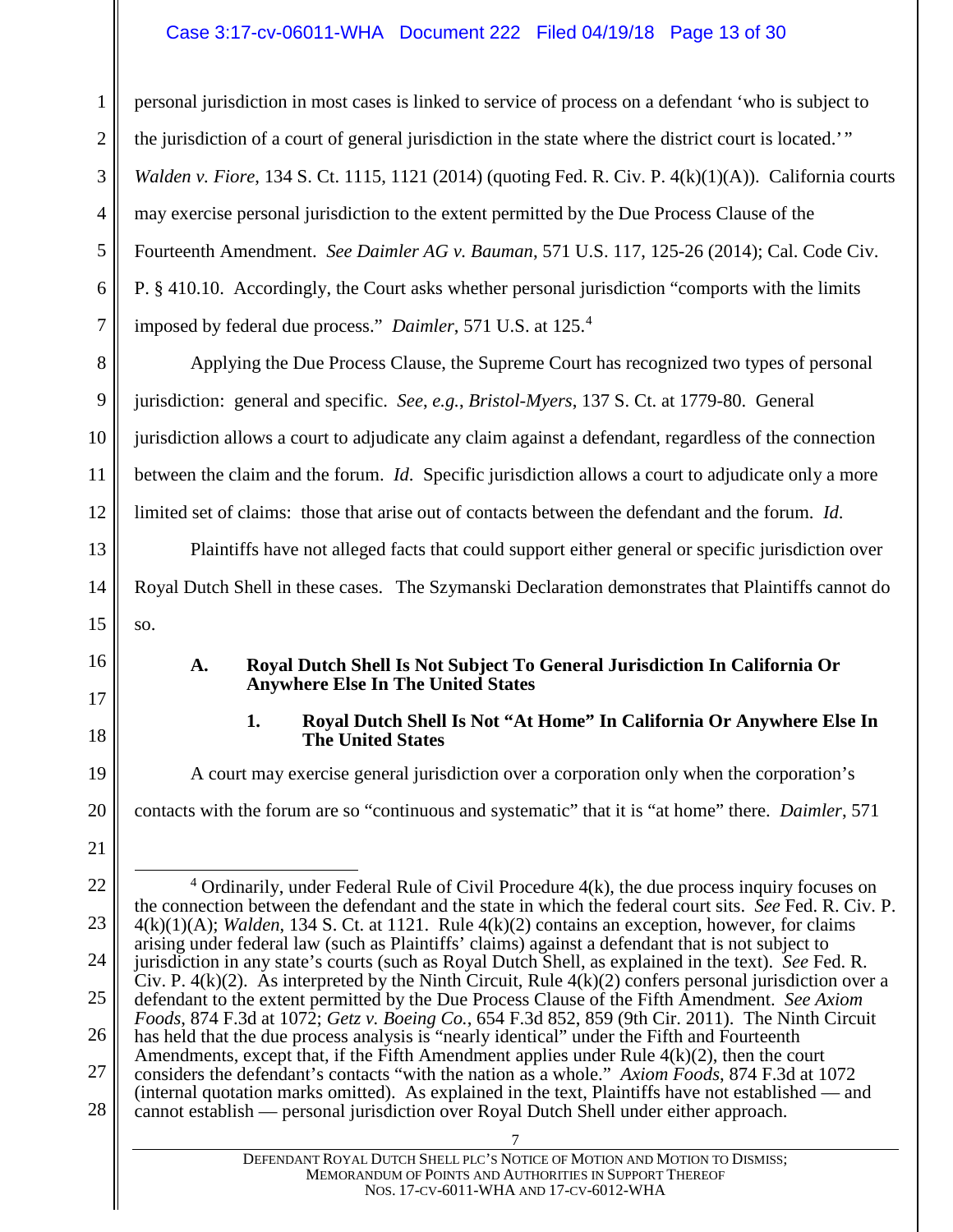personal jurisdiction in most cases is linked to service of process on a defendant 'who is subject to the jurisdiction of a court of general jurisdiction in the state where the district court is located.'" *Walden v. Fiore*, 134 S. Ct. 1115, 1121 (2014) (quoting Fed. R. Civ. P. 4(k)(1)(A)). California courts may exercise personal jurisdiction to the extent permitted by the Due Process Clause of the Fourteenth Amendment. *See Daimler AG v. Bauman*, 571 U.S. 117, 125-26 (2014); Cal. Code Civ. P. § 410.10. Accordingly, the Court asks whether personal jurisdiction "comports with the limits imposed by federal due process." *Daimler*, 571 U.S. at 125.[4]

Applying the Due Process Clause, the Supreme Court has recognized two types of personal jurisdiction: general and specific. *See, e.g.*, *Bristol-Myers*, 137 S. Ct. at 1779-80. General jurisdiction allows a court to adjudicate any claim against a defendant, regardless of the connection between the claim and the forum. *Id.* Specific jurisdiction allows a court to adjudicate only a more limited set of claims: those that arise out of contacts between the defendant and the forum. *Id.*

Plaintiffs have not alleged facts that could support either general or specific jurisdiction over Royal Dutch Shell in these cases. The Szymanski Declaration demonstrates that Plaintiffs cannot do so.

### A. Royal Dutch Shell Is Not Subject To General Jurisdiction In California Or Anywhere Else In The United States

#### 1. Royal Dutch Shell Is Not "At Home" In California Or Anywhere Else In The United States

A court may exercise general jurisdiction over a corporation only when the corporation's contacts with the forum are so "continuous and systematic" that it is "at home" there. *Daimler*, 571

---

[4] Ordinarily, under Federal Rule of Civil Procedure 4(k), the due process inquiry focuses on the connection between the defendant and the state in which the federal court sits. *See* Fed. R. Civ. P. 4(k)(1)(A); *Walden*, 134 S. Ct. at 1121. Rule 4(k)(2) contains an exception, however, for claims arising under federal law (such as Plaintiffs' claims) against a defendant that is not subject to jurisdiction in any state's courts (such as Royal Dutch Shell, as explained in the text). *See* Fed. R. Civ. P. 4(k)(2). As interpreted by the Ninth Circuit, Rule 4(k)(2) confers personal jurisdiction over a defendant to the extent permitted by the Due Process Clause of the Fifth Amendment. *See Axiom Foods*, 874 F.3d at 1072; *Getz v. Boeing Co.*, 654 F.3d 852, 859 (9th Cir. 2011). The Ninth Circuit has held that the due process analysis is "nearly identical" under the Fifth and Fourteenth Amendments, except that, if the Fifth Amendment applies under Rule 4(k)(2), then the court considers the defendant's contacts "with the nation as a whole." *Axiom Foods*, 874 F.3d at 1072 (internal quotation marks omitted). As explained in the text, Plaintiffs have not established — and cannot establish — personal jurisdiction over Royal Dutch Shell under either approach.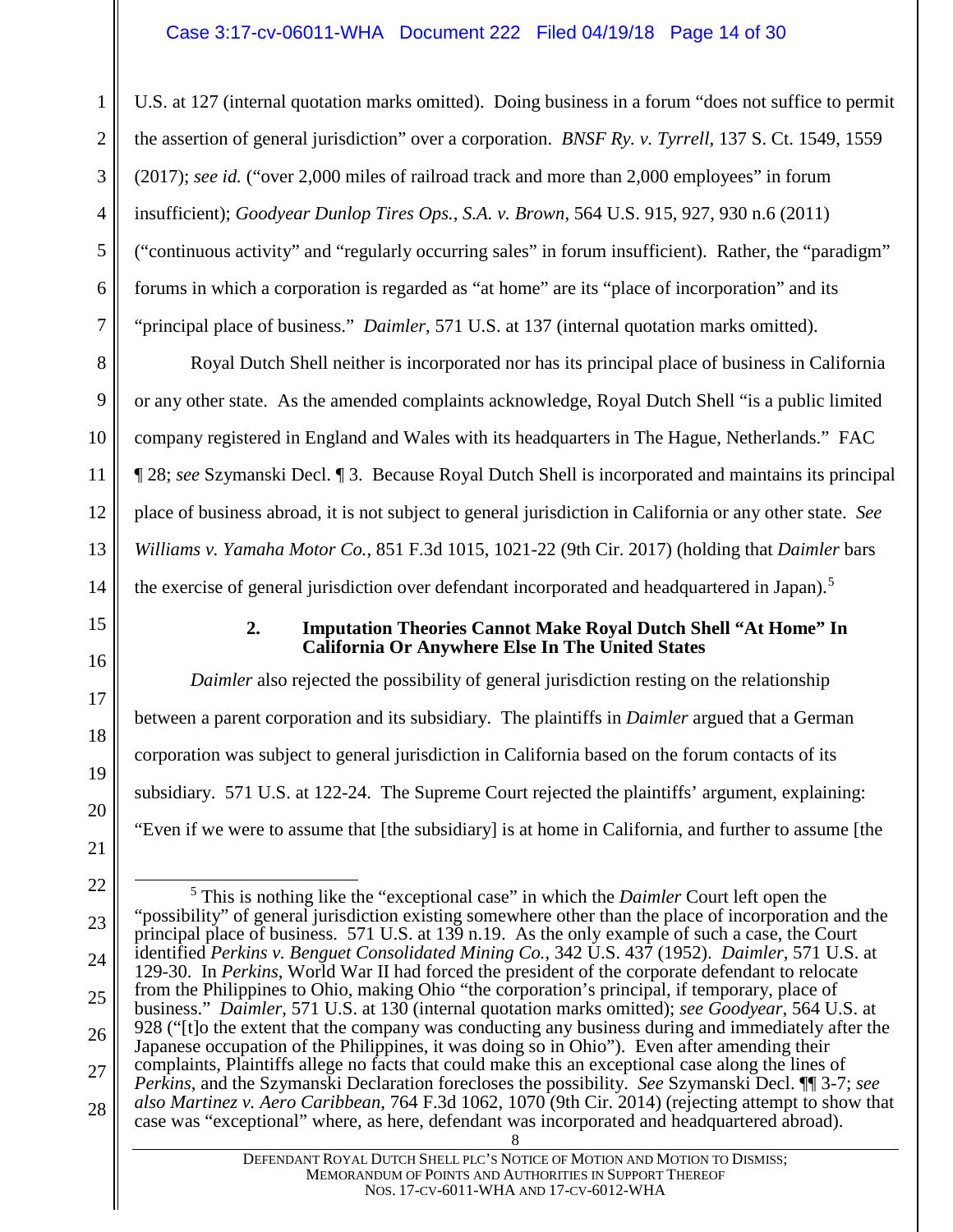U.S. at 127 (internal quotation marks omitted). Doing business in a forum "does not suffice to permit the assertion of general jurisdiction" over a corporation. *BNSF Ry. v. Tyrrell*, 137 S. Ct. 1549, 1559 (2017); *see id.* ("over 2,000 miles of railroad track and more than 2,000 employees" in forum insufficient); *Goodyear Dunlop Tires Ops., S.A. v. Brown*, 564 U.S. 915, 927, 930 n.6 (2011) ("continuous activity" and "regularly occurring sales" in forum insufficient). Rather, the "paradigm" forums in which a corporation is regarded as "at home" are its "place of incorporation" and its "principal place of business." *Daimler*, 571 U.S. at 137 (internal quotation marks omitted).

Royal Dutch Shell neither is incorporated nor has its principal place of business in California or any other state. As the amended complaints acknowledge, Royal Dutch Shell "is a public limited company registered in England and Wales with its headquarters in The Hague, Netherlands." FAC ¶ 28; *see* Szymanski Decl. ¶ 3. Because Royal Dutch Shell is incorporated and maintains its principal place of business abroad, it is not subject to general jurisdiction in California or any other state. *See Williams v. Yamaha Motor Co.*, 851 F.3d 1015, 1021-22 (9th Cir. 2017) (holding that *Daimler* bars the exercise of general jurisdiction over defendant incorporated and headquartered in Japan).[5]

### 2. Imputation Theories Cannot Make Royal Dutch Shell "At Home" In California Or Anywhere Else In The United States

*Daimler* also rejected the possibility of general jurisdiction resting on the relationship between a parent corporation and its subsidiary. The plaintiffs in *Daimler* argued that a German corporation was subject to general jurisdiction in California based on the forum contacts of its subsidiary. 571 U.S. at 122-24. The Supreme Court rejected the plaintiffs' argument, explaining: "Even if we were to assume that [the subsidiary] is at home in California, and further to assume [the

---

[5] This is nothing like the "exceptional case" in which the *Daimler* Court left open the "possibility" of general jurisdiction existing somewhere other than the place of incorporation and the principal place of business. 571 U.S. at 139 n.19. As the only example of such a case, the Court identified *Perkins v. Benguet Consolidated Mining Co.*, 342 U.S. 437 (1952). *Daimler*, 571 U.S. at 129-30. In *Perkins*, World War II had forced the president of the corporate defendant to relocate from the Philippines to Ohio, making Ohio "the corporation's principal, if temporary, place of business." *Daimler*, 571 U.S. at 130 (internal quotation marks omitted); *see Goodyear*, 564 U.S. at 928 ("[t]o the extent that the company was conducting any business during and immediately after the Japanese occupation of the Philippines, it was doing so in Ohio"). Even after amending their complaints, Plaintiffs allege no facts that could make this an exceptional case along the lines of *Perkins*, and the Szymanski Declaration forecloses the possibility. *See* Szymanski Decl. ¶¶ 3-7; *see also Martinez v. Aero Caribbean*, 764 F.3d 1062, 1070 (9th Cir. 2014) (rejecting attempt to show that case was "exceptional" where, as here, defendant was incorporated and headquartered abroad).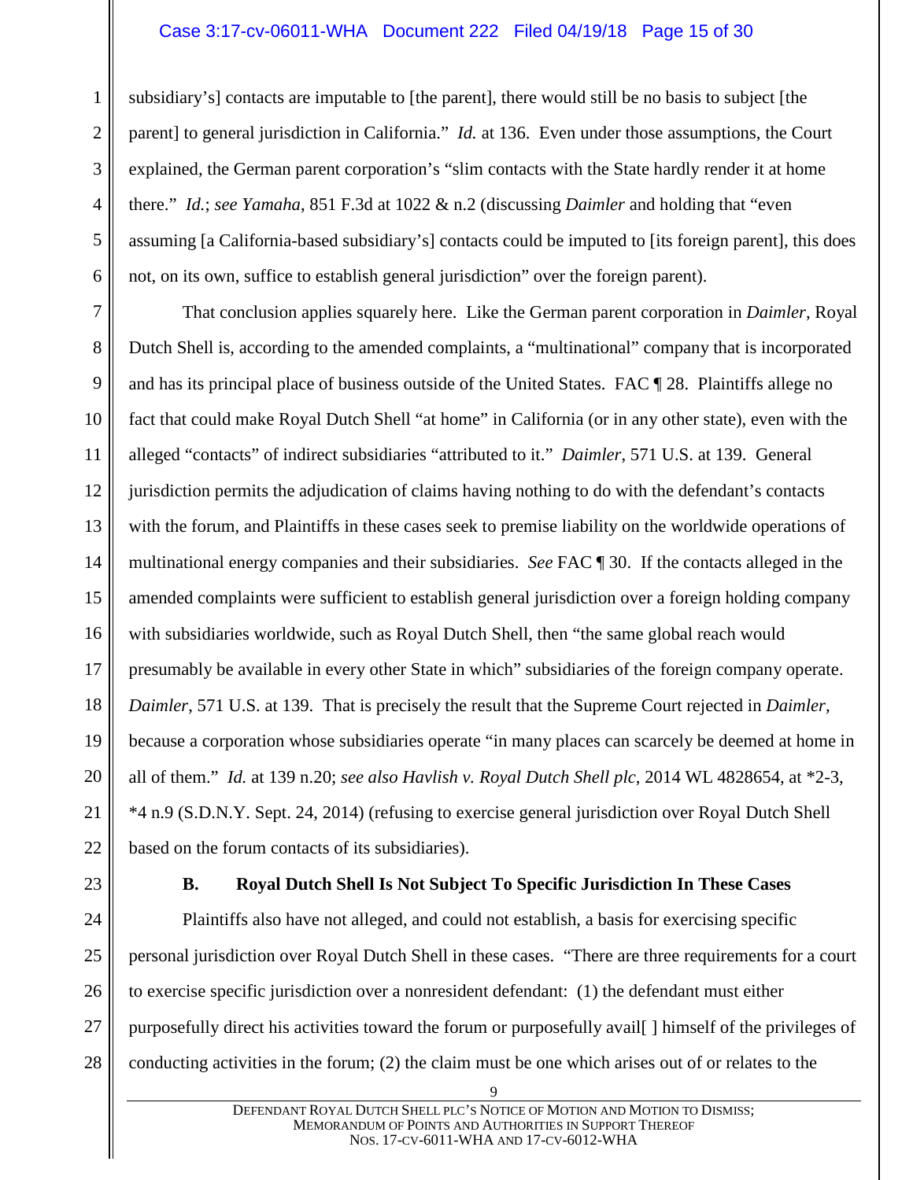subsidiary's] contacts are imputable to [the parent], there would still be no basis to subject [the parent] to general jurisdiction in California." *Id.* at 136. Even under those assumptions, the Court explained, the German parent corporation's "slim contacts with the State hardly render it at home there." *Id.*; *see Yamaha*, 851 F.3d at 1022 & n.2 (discussing *Daimler* and holding that "even assuming [a California-based subsidiary's] contacts could be imputed to [its foreign parent], this does not, on its own, suffice to establish general jurisdiction" over the foreign parent).

That conclusion applies squarely here. Like the German parent corporation in *Daimler*, Royal Dutch Shell is, according to the amended complaints, a "multinational" company that is incorporated and has its principal place of business outside of the United States. FAC ¶ 28. Plaintiffs allege no fact that could make Royal Dutch Shell "at home" in California (or in any other state), even with the alleged "contacts" of indirect subsidiaries "attributed to it." *Daimler*, 571 U.S. at 139. General jurisdiction permits the adjudication of claims having nothing to do with the defendant's contacts with the forum, and Plaintiffs in these cases seek to premise liability on the worldwide operations of multinational energy companies and their subsidiaries. *See* FAC ¶ 30. If the contacts alleged in the amended complaints were sufficient to establish general jurisdiction over a foreign holding company with subsidiaries worldwide, such as Royal Dutch Shell, then "the same global reach would presumably be available in every other State in which" subsidiaries of the foreign company operate. *Daimler*, 571 U.S. at 139. That is precisely the result that the Supreme Court rejected in *Daimler*, because a corporation whose subsidiaries operate "in many places can scarcely be deemed at home in all of them." *Id.* at 139 n.20; *see also Havlish v. Royal Dutch Shell plc*, 2014 WL 4828654, at *2-3, *4 n.9 (S.D.N.Y. Sept. 24, 2014) (refusing to exercise general jurisdiction over Royal Dutch Shell based on the forum contacts of its subsidiaries).

### B. Royal Dutch Shell Is Not Subject To Specific Jurisdiction In These Cases

Plaintiffs also have not alleged, and could not establish, a basis for exercising specific personal jurisdiction over Royal Dutch Shell in these cases. "There are three requirements for a court to exercise specific jurisdiction over a nonresident defendant: (1) the defendant must either purposefully direct his activities toward the forum or purposefully avail[ ] himself of the privileges of conducting activities in the forum; (2) the claim must be one which arises out of or relates to the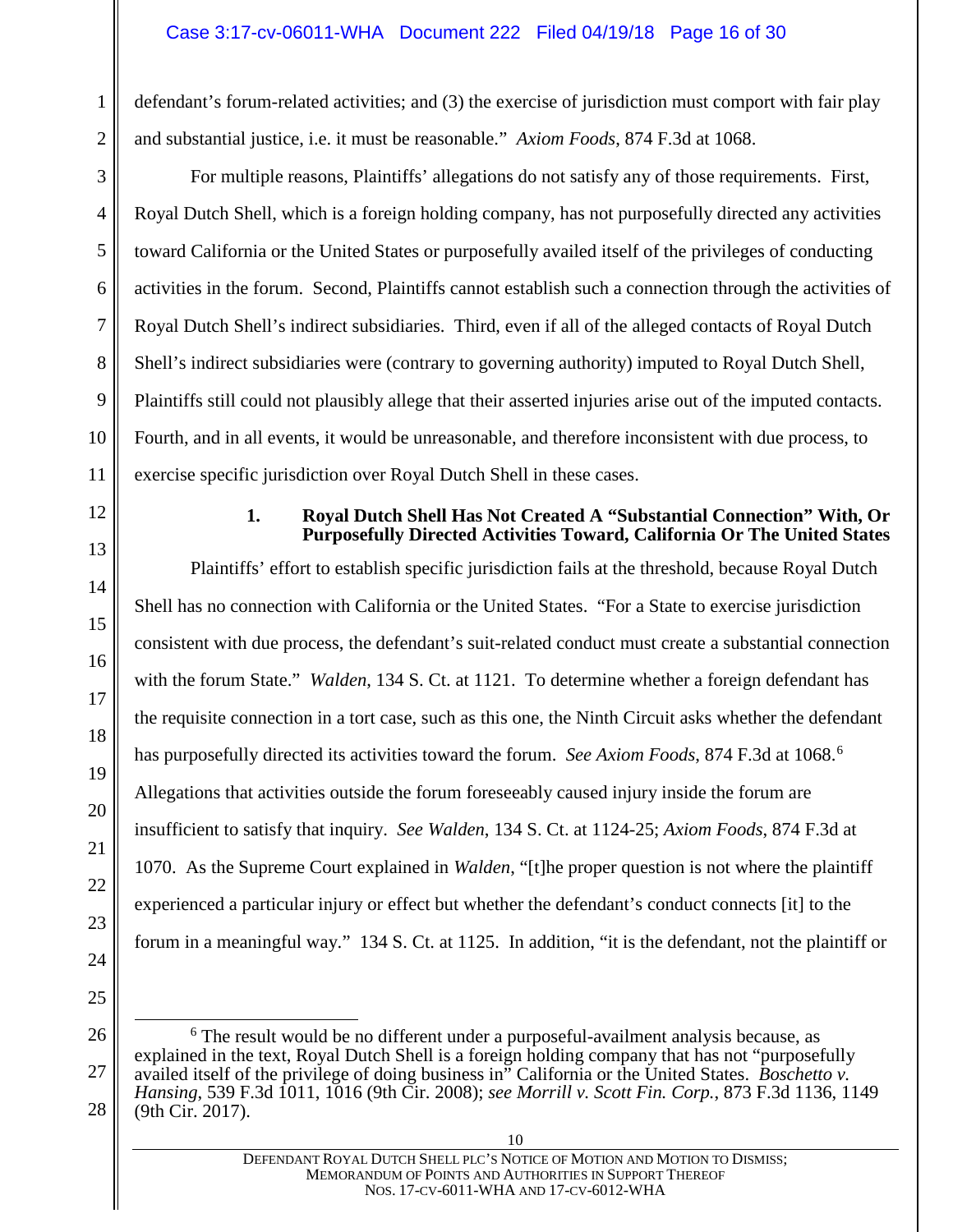defendant's forum-related activities; and (3) the exercise of jurisdiction must comport with fair play and substantial justice, i.e. it must be reasonable." *Axiom Foods*, 874 F.3d at 1068.

For multiple reasons, Plaintiffs' allegations do not satisfy any of those requirements. First, Royal Dutch Shell, which is a foreign holding company, has not purposefully directed any activities toward California or the United States or purposefully availed itself of the privileges of conducting activities in the forum. Second, Plaintiffs cannot establish such a connection through the activities of Royal Dutch Shell's indirect subsidiaries. Third, even if all of the alleged contacts of Royal Dutch Shell's indirect subsidiaries were (contrary to governing authority) imputed to Royal Dutch Shell, Plaintiffs still could not plausibly allege that their asserted injuries arise out of the imputed contacts. Fourth, and in all events, it would be unreasonable, and therefore inconsistent with due process, to exercise specific jurisdiction over Royal Dutch Shell in these cases.

### 1. Royal Dutch Shell Has Not Created A "Substantial Connection" With, Or Purposefully Directed Activities Toward, California Or The United States

Plaintiffs' effort to establish specific jurisdiction fails at the threshold, because Royal Dutch Shell has no connection with California or the United States. "For a State to exercise jurisdiction consistent with due process, the defendant's suit-related conduct must create a substantial connection with the forum State." *Walden*, 134 S. Ct. at 1121. To determine whether a foreign defendant has the requisite connection in a tort case, such as this one, the Ninth Circuit asks whether the defendant has purposefully directed its activities toward the forum. *See Axiom Foods*, 874 F.3d at 1068.[6] Allegations that activities outside the forum foreseeably caused injury inside the forum are insufficient to satisfy that inquiry. *See Walden*, 134 S. Ct. at 1124-25; *Axiom Foods*, 874 F.3d at 1070. As the Supreme Court explained in *Walden*, "[t]he proper question is not where the plaintiff experienced a particular injury or effect but whether the defendant's conduct connects [it] to the forum in a meaningful way." 134 S. Ct. at 1125. In addition, "it is the defendant, not the plaintiff or

---

[6] The result would be no different under a purposeful-availment analysis because, as explained in the text, Royal Dutch Shell is a foreign holding company that has not "purposefully availed itself of the privilege of doing business in" California or the United States. *Boschetto v. Hansing*, 539 F.3d 1011, 1016 (9th Cir. 2008); *see Morrill v. Scott Fin. Corp.*, 873 F.3d 1136, 1149 (9th Cir. 2017).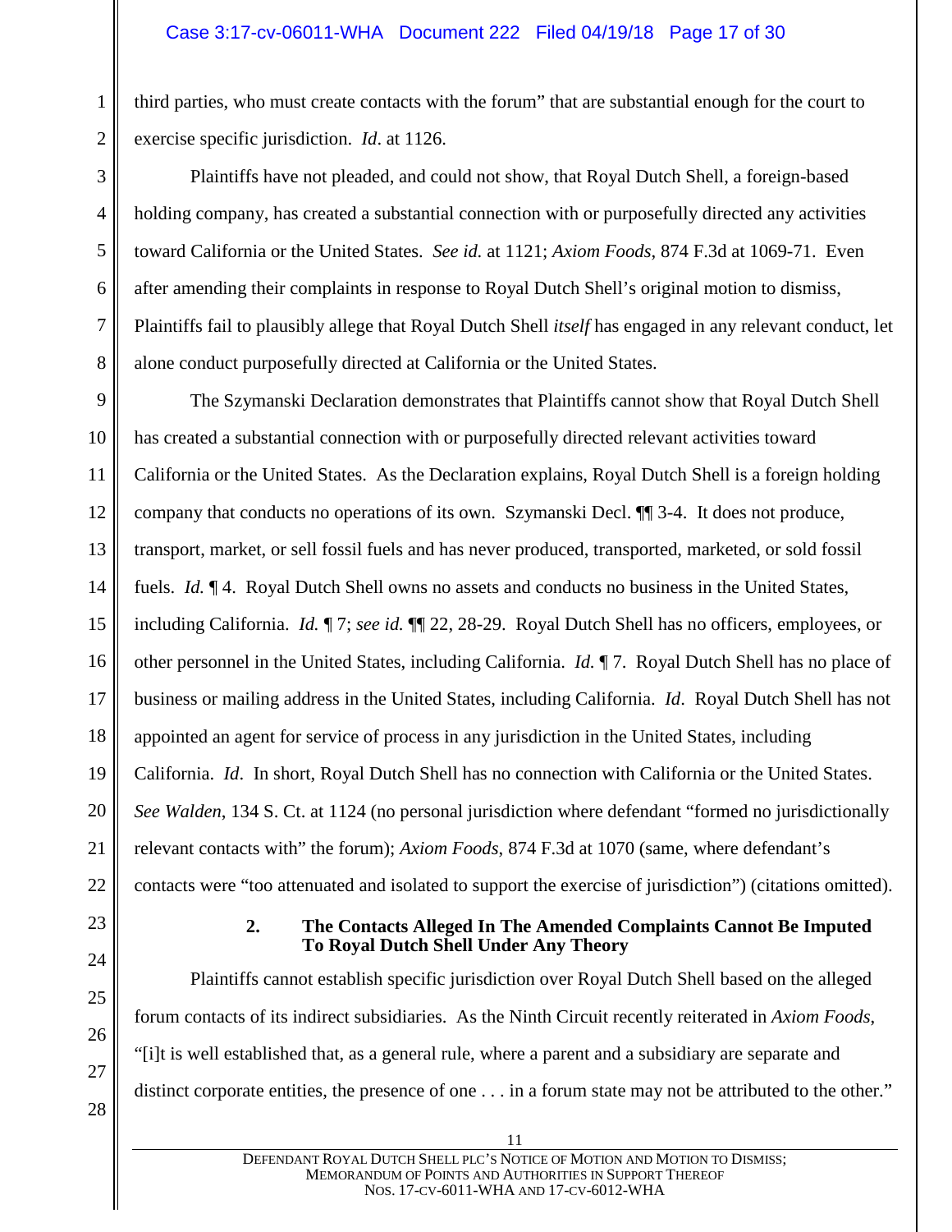third parties, who must create contacts with the forum" that are substantial enough for the court to exercise specific jurisdiction. *Id*. at 1126.

Plaintiffs have not pleaded, and could not show, that Royal Dutch Shell, a foreign-based holding company, has created a substantial connection with or purposefully directed any activities toward California or the United States. *See id.* at 1121; *Axiom Foods*, 874 F.3d at 1069-71. Even after amending their complaints in response to Royal Dutch Shell's original motion to dismiss, Plaintiffs fail to plausibly allege that Royal Dutch Shell *itself* has engaged in any relevant conduct, let alone conduct purposefully directed at California or the United States.

The Szymanski Declaration demonstrates that Plaintiffs cannot show that Royal Dutch Shell has created a substantial connection with or purposefully directed relevant activities toward California or the United States. As the Declaration explains, Royal Dutch Shell is a foreign holding company that conducts no operations of its own. Szymanski Decl. ¶¶ 3-4. It does not produce, transport, market, or sell fossil fuels and has never produced, transported, marketed, or sold fossil fuels. *Id.* ¶ 4. Royal Dutch Shell owns no assets and conducts no business in the United States, including California. *Id.* ¶ 7; *see id.* ¶¶ 22, 28-29. Royal Dutch Shell has no officers, employees, or other personnel in the United States, including California. *Id.* ¶ 7. Royal Dutch Shell has no place of business or mailing address in the United States, including California. *Id*. Royal Dutch Shell has not appointed an agent for service of process in any jurisdiction in the United States, including California. *Id*. In short, Royal Dutch Shell has no connection with California or the United States. *See Walden*, 134 S. Ct. at 1124 (no personal jurisdiction where defendant "formed no jurisdictionally relevant contacts with" the forum); *Axiom Foods*, 874 F.3d at 1070 (same, where defendant's contacts were "too attenuated and isolated to support the exercise of jurisdiction") (citations omitted).

### 2. The Contacts Alleged In The Amended Complaints Cannot Be Imputed To Royal Dutch Shell Under Any Theory

Plaintiffs cannot establish specific jurisdiction over Royal Dutch Shell based on the alleged forum contacts of its indirect subsidiaries. As the Ninth Circuit recently reiterated in *Axiom Foods*, "[i]t is well established that, as a general rule, where a parent and a subsidiary are separate and distinct corporate entities, the presence of one . . . in a forum state may not be attributed to the other."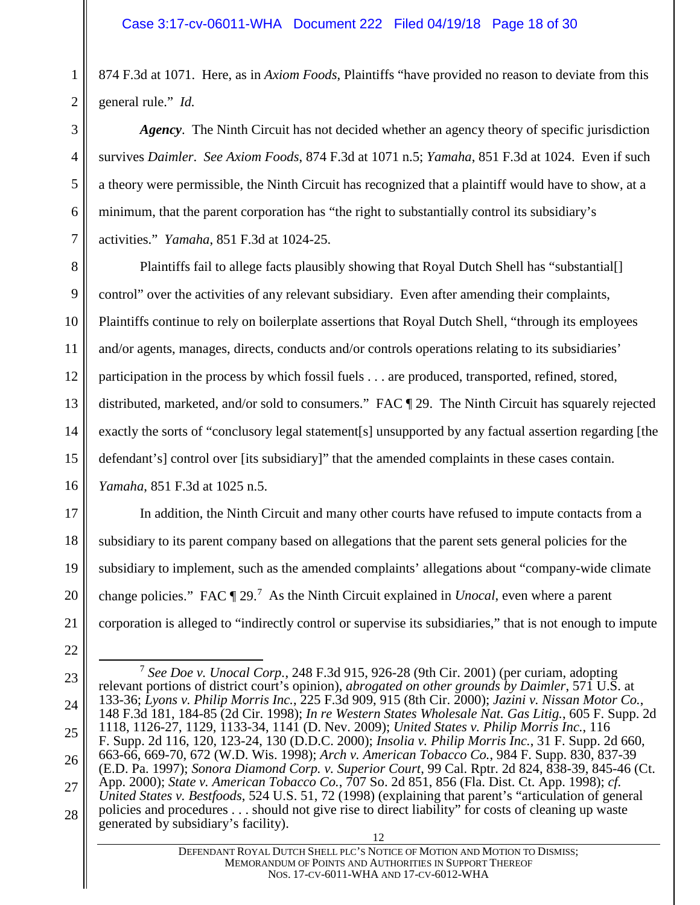874 F.3d at 1071. Here, as in *Axiom Foods*, Plaintiffs "have provided no reason to deviate from this general rule." *Id.*

***Agency***. The Ninth Circuit has not decided whether an agency theory of specific jurisdiction survives *Daimler*. *See Axiom Foods*, 874 F.3d at 1071 n.5; *Yamaha*, 851 F.3d at 1024. Even if such a theory were permissible, the Ninth Circuit has recognized that a plaintiff would have to show, at a minimum, that the parent corporation has "the right to substantially control its subsidiary's activities." *Yamaha*, 851 F.3d at 1024-25.

Plaintiffs fail to allege facts plausibly showing that Royal Dutch Shell has "substantial[] control" over the activities of any relevant subsidiary. Even after amending their complaints, Plaintiffs continue to rely on boilerplate assertions that Royal Dutch Shell, "through its employees and/or agents, manages, directs, conducts and/or controls operations relating to its subsidiaries' participation in the process by which fossil fuels . . . are produced, transported, refined, stored, distributed, marketed, and/or sold to consumers." FAC ¶ 29. The Ninth Circuit has squarely rejected exactly the sorts of "conclusory legal statement[s] unsupported by any factual assertion regarding [the defendant's] control over [its subsidiary]" that the amended complaints in these cases contain. *Yamaha*, 851 F.3d at 1025 n.5.

In addition, the Ninth Circuit and many other courts have refused to impute contacts from a subsidiary to its parent company based on allegations that the parent sets general policies for the subsidiary to implement, such as the amended complaints' allegations about "company-wide climate change policies." FAC ¶ 29.[7] As the Ninth Circuit explained in *Unocal*, even where a parent corporation is alleged to "indirectly control or supervise its subsidiaries," that is not enough to impute

---

[7] *See Doe v. Unocal Corp.*, 248 F.3d 915, 926-28 (9th Cir. 2001) (per curiam, adopting relevant portions of district court's opinion), *abrogated on other grounds by Daimler*, 571 U.S. at 133-36; *Lyons v. Philip Morris Inc.*, 225 F.3d 909, 915 (8th Cir. 2000); *Jazini v. Nissan Motor Co.*, 148 F.3d 181, 184-85 (2d Cir. 1998); *In re Western States Wholesale Nat. Gas Litig.*, 605 F. Supp. 2d 1118, 1126-27, 1129, 1133-34, 1141 (D. Nev. 2009); *United States v. Philip Morris Inc.*, 116 F. Supp. 2d 116, 120, 123-24, 130 (D.D.C. 2000); *Insolia v. Philip Morris Inc.*, 31 F. Supp. 2d 660, 663-66, 669-70, 672 (W.D. Wis. 1998); *Arch v. American Tobacco Co.*, 984 F. Supp. 830, 837-39 (E.D. Pa. 1997); *Sonora Diamond Corp. v. Superior Court*, 99 Cal. Rptr. 2d 824, 838-39, 845-46 (Ct. App. 2000); *State v. American Tobacco Co.*, 707 So. 2d 851, 856 (Fla. Dist. Ct. App. 1998); *cf. United States v. Bestfoods*, 524 U.S. 51, 72 (1998) (explaining that parent's "articulation of general policies and procedures . . . should not give rise to direct liability" for costs of cleaning up waste generated by subsidiary's facility).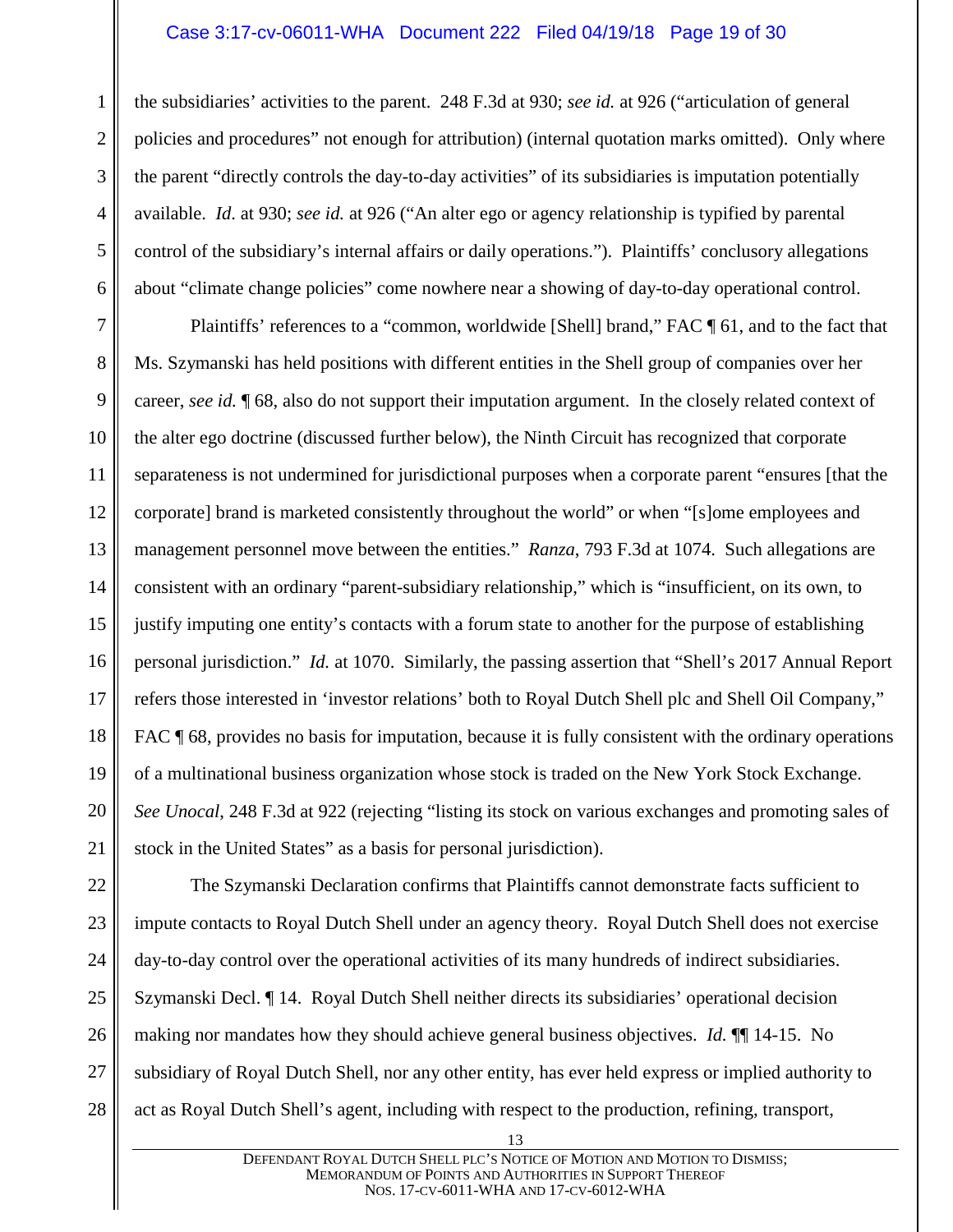the subsidiaries' activities to the parent. 248 F.3d at 930; *see id.* at 926 ("articulation of general policies and procedures" not enough for attribution) (internal quotation marks omitted). Only where the parent "directly controls the day-to-day activities" of its subsidiaries is imputation potentially available. *Id.* at 930; *see id.* at 926 ("An alter ego or agency relationship is typified by parental control of the subsidiary's internal affairs or daily operations."). Plaintiffs' conclusory allegations about "climate change policies" come nowhere near a showing of day-to-day operational control.

Plaintiffs' references to a "common, worldwide [Shell] brand," FAC ¶ 61, and to the fact that Ms. Szymanski has held positions with different entities in the Shell group of companies over her career, *see id.* ¶ 68, also do not support their imputation argument. In the closely related context of the alter ego doctrine (discussed further below), the Ninth Circuit has recognized that corporate separateness is not undermined for jurisdictional purposes when a corporate parent "ensures [that the corporate] brand is marketed consistently throughout the world" or when "[s]ome employees and management personnel move between the entities." *Ranza*, 793 F.3d at 1074. Such allegations are consistent with an ordinary "parent-subsidiary relationship," which is "insufficient, on its own, to justify imputing one entity's contacts with a forum state to another for the purpose of establishing personal jurisdiction." *Id.* at 1070. Similarly, the passing assertion that "Shell's 2017 Annual Report refers those interested in 'investor relations' both to Royal Dutch Shell plc and Shell Oil Company," FAC ¶ 68, provides no basis for imputation, because it is fully consistent with the ordinary operations of a multinational business organization whose stock is traded on the New York Stock Exchange. *See Unocal*, 248 F.3d at 922 (rejecting "listing its stock on various exchanges and promoting sales of stock in the United States" as a basis for personal jurisdiction).

The Szymanski Declaration confirms that Plaintiffs cannot demonstrate facts sufficient to impute contacts to Royal Dutch Shell under an agency theory. Royal Dutch Shell does not exercise day-to-day control over the operational activities of its many hundreds of indirect subsidiaries. Szymanski Decl. ¶ 14. Royal Dutch Shell neither directs its subsidiaries' operational decision making nor mandates how they should achieve general business objectives. *Id.* ¶¶ 14-15. No subsidiary of Royal Dutch Shell, nor any other entity, has ever held express or implied authority to act as Royal Dutch Shell's agent, including with respect to the production, refining, transport,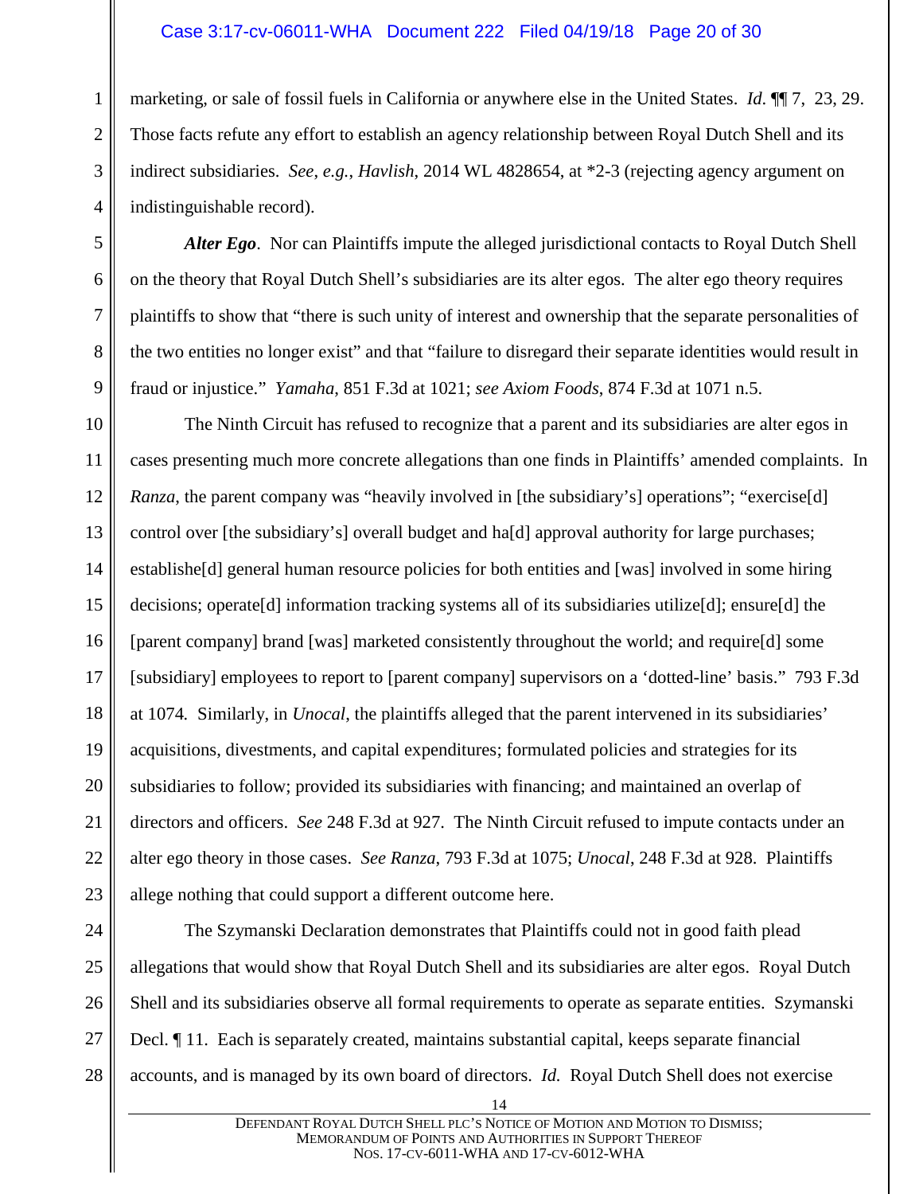marketing, or sale of fossil fuels in California or anywhere else in the United States. *Id.* ¶¶ 7, 23, 29. Those facts refute any effort to establish an agency relationship between Royal Dutch Shell and its indirect subsidiaries. *See*, *e.g.*, *Havlish*, 2014 WL 4828654, at *2-3 (rejecting agency argument on indistinguishable record).

***Alter Ego***. Nor can Plaintiffs impute the alleged jurisdictional contacts to Royal Dutch Shell on the theory that Royal Dutch Shell's subsidiaries are its alter egos. The alter ego theory requires plaintiffs to show that "there is such unity of interest and ownership that the separate personalities of the two entities no longer exist" and that "failure to disregard their separate identities would result in fraud or injustice." *Yamaha*, 851 F.3d at 1021; *see Axiom Foods*, 874 F.3d at 1071 n.5.

The Ninth Circuit has refused to recognize that a parent and its subsidiaries are alter egos in cases presenting much more concrete allegations than one finds in Plaintiffs' amended complaints. In *Ranza*, the parent company was "heavily involved in [the subsidiary's] operations"; "exercise[d] control over [the subsidiary's] overall budget and ha[d] approval authority for large purchases; establishe[d] general human resource policies for both entities and [was] involved in some hiring decisions; operate[d] information tracking systems all of its subsidiaries utilize[d]; ensure[d] the [parent company] brand [was] marketed consistently throughout the world; and require[d] some [subsidiary] employees to report to [parent company] supervisors on a 'dotted-line' basis." 793 F.3d at 1074. Similarly, in *Unocal*, the plaintiffs alleged that the parent intervened in its subsidiaries' acquisitions, divestments, and capital expenditures; formulated policies and strategies for its subsidiaries to follow; provided its subsidiaries with financing; and maintained an overlap of directors and officers. *See* 248 F.3d at 927. The Ninth Circuit refused to impute contacts under an alter ego theory in those cases. *See Ranza*, 793 F.3d at 1075; *Unocal*, 248 F.3d at 928. Plaintiffs allege nothing that could support a different outcome here.

The Szymanski Declaration demonstrates that Plaintiffs could not in good faith plead allegations that would show that Royal Dutch Shell and its subsidiaries are alter egos. Royal Dutch Shell and its subsidiaries observe all formal requirements to operate as separate entities. Szymanski Decl. ¶ 11. Each is separately created, maintains substantial capital, keeps separate financial accounts, and is managed by its own board of directors. *Id.* Royal Dutch Shell does not exercise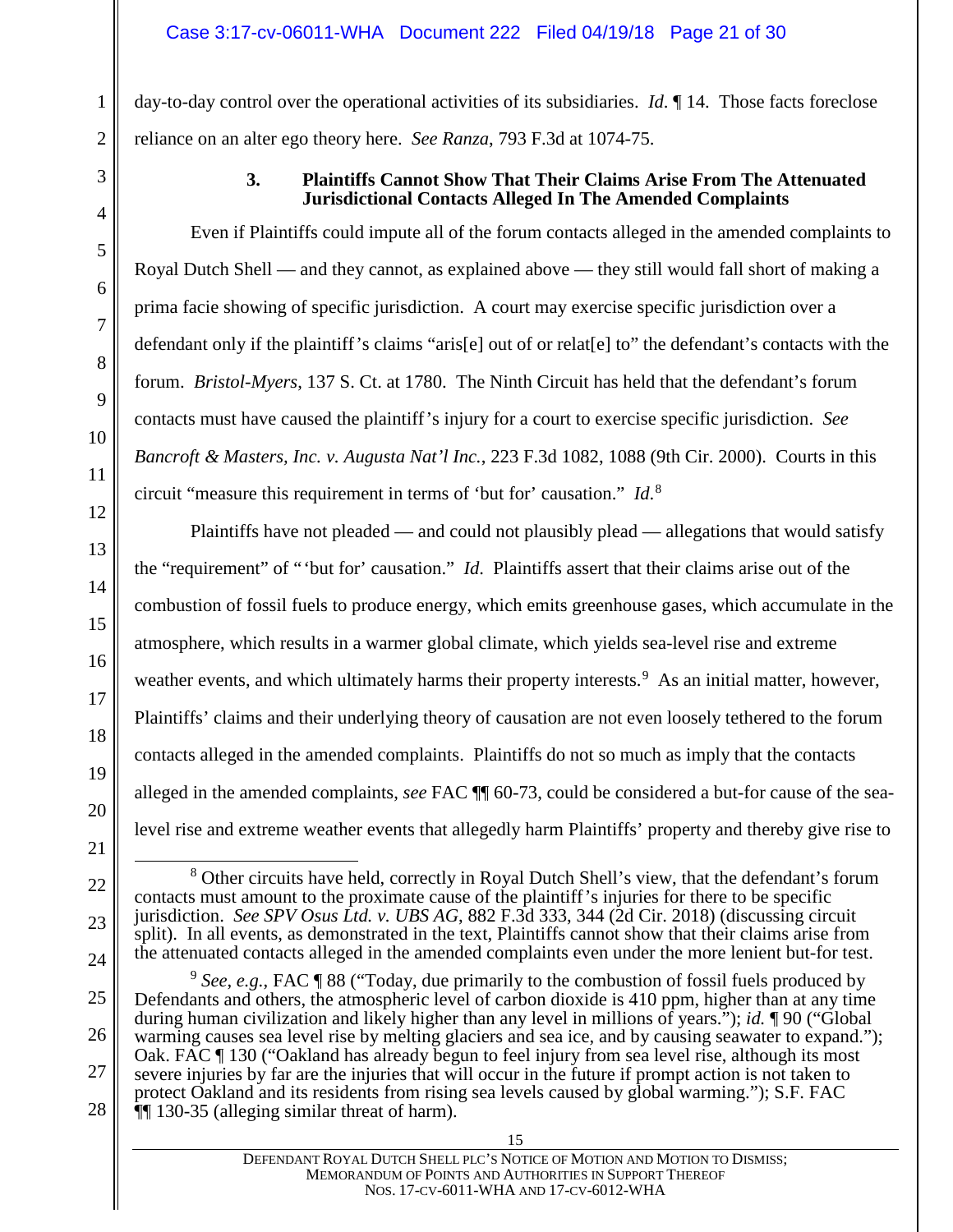day-to-day control over the operational activities of its subsidiaries. *Id.* ¶ 14. Those facts foreclose reliance on an alter ego theory here. *See Ranza*, 793 F.3d at 1074-75.

### 3. Plaintiffs Cannot Show That Their Claims Arise From The Attenuated Jurisdictional Contacts Alleged In The Amended Complaints

Even if Plaintiffs could impute all of the forum contacts alleged in the amended complaints to Royal Dutch Shell — and they cannot, as explained above — they still would fall short of making a prima facie showing of specific jurisdiction. A court may exercise specific jurisdiction over a defendant only if the plaintiff's claims "aris[e] out of or relat[e] to" the defendant's contacts with the forum. *Bristol-Myers*, 137 S. Ct. at 1780. The Ninth Circuit has held that the defendant's forum contacts must have caused the plaintiff's injury for a court to exercise specific jurisdiction. *See Bancroft & Masters, Inc. v. Augusta Nat'l Inc.*, 223 F.3d 1082, 1088 (9th Cir. 2000). Courts in this circuit "measure this requirement in terms of 'but for' causation." *Id.*[8]

Plaintiffs have not pleaded — and could not plausibly plead — allegations that would satisfy the "requirement" of "'but for' causation." *Id.* Plaintiffs assert that their claims arise out of the combustion of fossil fuels to produce energy, which emits greenhouse gases, which accumulate in the atmosphere, which results in a warmer global climate, which yields sea-level rise and extreme weather events, and which ultimately harms their property interests.[9] As an initial matter, however, Plaintiffs' claims and their underlying theory of causation are not even loosely tethered to the forum contacts alleged in the amended complaints. Plaintiffs do not so much as imply that the contacts alleged in the amended complaints, *see* FAC ¶¶ 60-73, could be considered a but-for cause of the sea-level rise and extreme weather events that allegedly harm Plaintiffs' property and thereby give rise to

---

[8] Other circuits have held, correctly in Royal Dutch Shell's view, that the defendant's forum contacts must amount to the proximate cause of the plaintiff's injuries for there to be specific jurisdiction. *See SPV Osus Ltd. v. UBS AG*, 882 F.3d 333, 344 (2d Cir. 2018) (discussing circuit split). In all events, as demonstrated in the text, Plaintiffs cannot show that their claims arise from the attenuated contacts alleged in the amended complaints even under the more lenient but-for test.

[9] *See, e.g.*, FAC ¶ 88 ("Today, due primarily to the combustion of fossil fuels produced by Defendants and others, the atmospheric level of carbon dioxide is 410 ppm, higher than at any time during human civilization and likely higher than any level in millions of years."); *id.* ¶ 90 ("Global warming causes sea level rise by melting glaciers and sea ice, and by causing seawater to expand."); Oak. FAC ¶ 130 ("Oakland has already begun to feel injury from sea level rise, although its most severe injuries by far are the injuries that will occur in the future if prompt action is not taken to protect Oakland and its residents from rising sea levels caused by global warming."); S.F. FAC ¶¶ 130-35 (alleging similar threat of harm).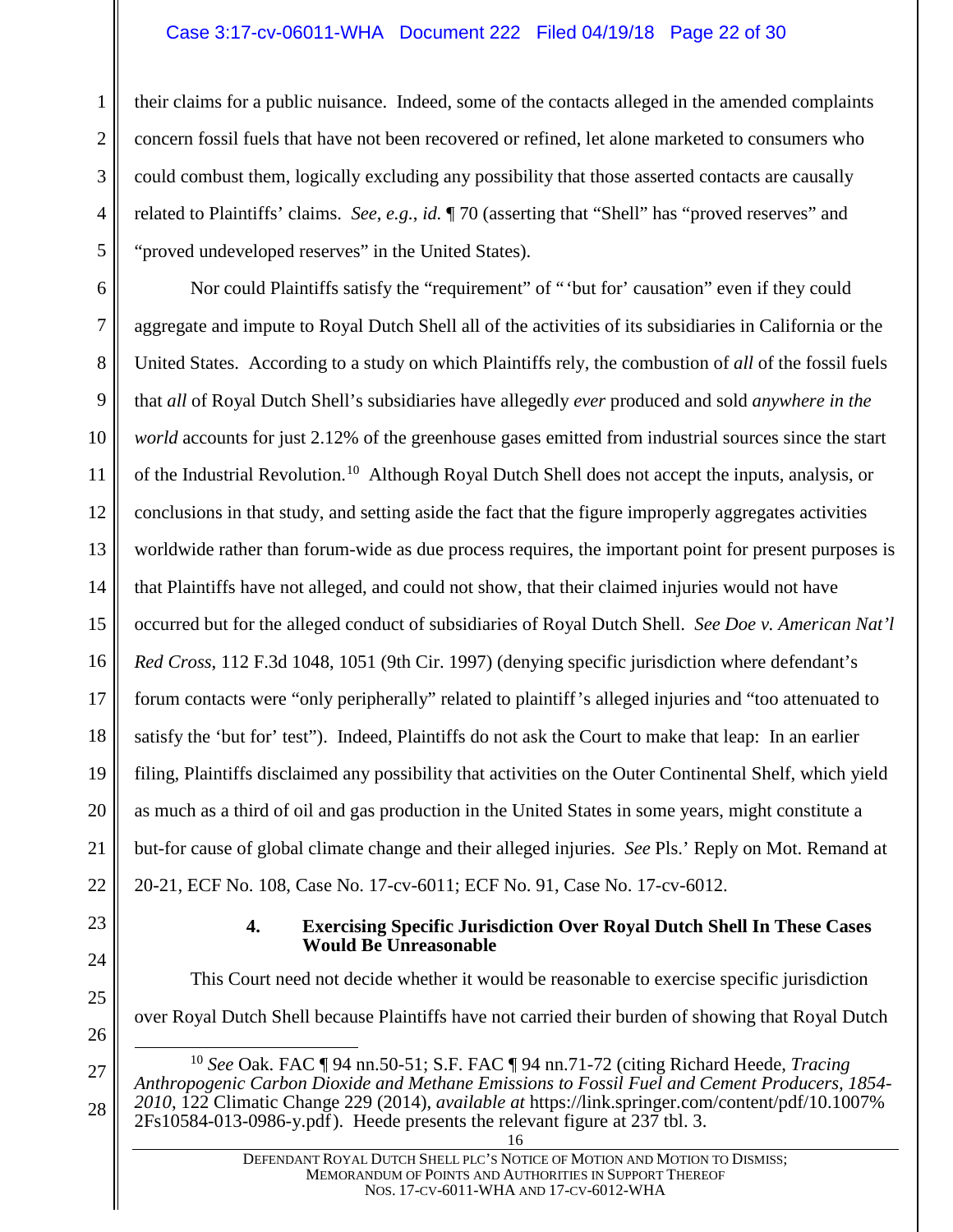their claims for a public nuisance. Indeed, some of the contacts alleged in the amended complaints concern fossil fuels that have not been recovered or refined, let alone marketed to consumers who could combust them, logically excluding any possibility that those asserted contacts are causally related to Plaintiffs' claims. *See, e.g.*, *id.* ¶ 70 (asserting that "Shell" has "proved reserves" and "proved undeveloped reserves" in the United States).

Nor could Plaintiffs satisfy the "requirement" of "'but for' causation" even if they could aggregate and impute to Royal Dutch Shell all of the activities of its subsidiaries in California or the United States. According to a study on which Plaintiffs rely, the combustion of *all* of the fossil fuels that *all* of Royal Dutch Shell's subsidiaries have allegedly *ever* produced and sold *anywhere in the world* accounts for just 2.12% of the greenhouse gases emitted from industrial sources since the start of the Industrial Revolution.[10] Although Royal Dutch Shell does not accept the inputs, analysis, or conclusions in that study, and setting aside the fact that the figure improperly aggregates activities worldwide rather than forum-wide as due process requires, the important point for present purposes is that Plaintiffs have not alleged, and could not show, that their claimed injuries would not have occurred but for the alleged conduct of subsidiaries of Royal Dutch Shell. *See Doe v. American Nat'l Red Cross*, 112 F.3d 1048, 1051 (9th Cir. 1997) (denying specific jurisdiction where defendant's forum contacts were "only peripherally" related to plaintiff's alleged injuries and "too attenuated to satisfy the 'but for' test"). Indeed, Plaintiffs do not ask the Court to make that leap: In an earlier filing, Plaintiffs disclaimed any possibility that activities on the Outer Continental Shelf, which yield as much as a third of oil and gas production in the United States in some years, might constitute a but-for cause of global climate change and their alleged injuries. *See* Pls.' Reply on Mot. Remand at 20-21, ECF No. 108, Case No. 17-cv-6011; ECF No. 91, Case No. 17-cv-6012.

#### 4. Exercising Specific Jurisdiction Over Royal Dutch Shell In These Cases Would Be Unreasonable

This Court need not decide whether it would be reasonable to exercise specific jurisdiction over Royal Dutch Shell because Plaintiffs have not carried their burden of showing that Royal Dutch

---

[10] *See* Oak. FAC ¶ 94 nn.50-51; S.F. FAC ¶ 94 nn.71-72 (citing Richard Heede, *Tracing Anthropogenic Carbon Dioxide and Methane Emissions to Fossil Fuel and Cement Producers, 1854-2010*, 122 Climatic Change 229 (2014), *available at* https://link.springer.com/content/pdf/10.1007%2Fs10584-013-0986-y.pdf). Heede presents the relevant figure at 237 tbl. 3.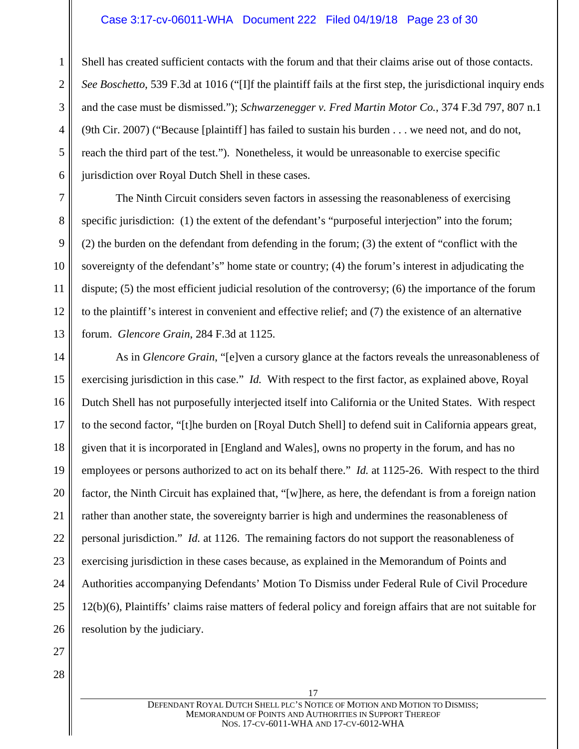Shell has created sufficient contacts with the forum and that their claims arise out of those contacts. *See Boschetto*, 539 F.3d at 1016 ("[I]f the plaintiff fails at the first step, the jurisdictional inquiry ends and the case must be dismissed."); *Schwarzenegger v. Fred Martin Motor Co.*, 374 F.3d 797, 807 n.1 (9th Cir. 2007) ("Because [plaintiff] has failed to sustain his burden . . . we need not, and do not, reach the third part of the test."). Nonetheless, it would be unreasonable to exercise specific jurisdiction over Royal Dutch Shell in these cases.

The Ninth Circuit considers seven factors in assessing the reasonableness of exercising specific jurisdiction: (1) the extent of the defendant's "purposeful interjection" into the forum; (2) the burden on the defendant from defending in the forum; (3) the extent of "conflict with the sovereignty of the defendant's" home state or country; (4) the forum's interest in adjudicating the dispute; (5) the most efficient judicial resolution of the controversy; (6) the importance of the forum to the plaintiff's interest in convenient and effective relief; and (7) the existence of an alternative forum. *Glencore Grain*, 284 F.3d at 1125.

As in *Glencore Grain*, "[e]ven a cursory glance at the factors reveals the unreasonableness of exercising jurisdiction in this case." *Id.* With respect to the first factor, as explained above, Royal Dutch Shell has not purposefully interjected itself into California or the United States. With respect to the second factor, "[t]he burden on [Royal Dutch Shell] to defend suit in California appears great, given that it is incorporated in [England and Wales], owns no property in the forum, and has no employees or persons authorized to act on its behalf there." *Id.* at 1125-26. With respect to the third factor, the Ninth Circuit has explained that, "[w]here, as here, the defendant is from a foreign nation rather than another state, the sovereignty barrier is high and undermines the reasonableness of personal jurisdiction." *Id.* at 1126. The remaining factors do not support the reasonableness of exercising jurisdiction in these cases because, as explained in the Memorandum of Points and Authorities accompanying Defendants' Motion To Dismiss under Federal Rule of Civil Procedure 12(b)(6), Plaintiffs' claims raise matters of federal policy and foreign affairs that are not suitable for resolution by the judiciary.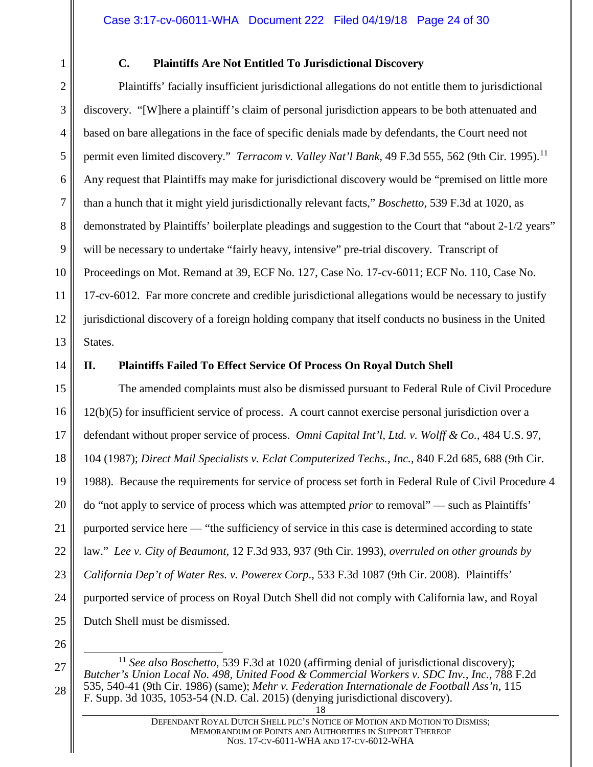### C. Plaintiffs Are Not Entitled To Jurisdictional Discovery

Plaintiffs' facially insufficient jurisdictional allegations do not entitle them to jurisdictional discovery. "[W]here a plaintiff's claim of personal jurisdiction appears to be both attenuated and based on bare allegations in the face of specific denials made by defendants, the Court need not permit even limited discovery." *Terracom v. Valley Nat'l Bank*, 49 F.3d 555, 562 (9th Cir. 1995).[11] Any request that Plaintiffs may make for jurisdictional discovery would be "premised on little more than a hunch that it might yield jurisdictionally relevant facts," *Boschetto*, 539 F.3d at 1020, as demonstrated by Plaintiffs' boilerplate pleadings and suggestion to the Court that "about 2-1/2 years" will be necessary to undertake "fairly heavy, intensive" pre-trial discovery. Transcript of Proceedings on Mot. Remand at 39, ECF No. 127, Case No. 17-cv-6011; ECF No. 110, Case No. 17-cv-6012. Far more concrete and credible jurisdictional allegations would be necessary to justify jurisdictional discovery of a foreign holding company that itself conducts no business in the United States.

## II. Plaintiffs Failed To Effect Service Of Process On Royal Dutch Shell

The amended complaints must also be dismissed pursuant to Federal Rule of Civil Procedure 12(b)(5) for insufficient service of process. A court cannot exercise personal jurisdiction over a defendant without proper service of process. *Omni Capital Int'l, Ltd. v. Wolff & Co.*, 484 U.S. 97, 104 (1987); *Direct Mail Specialists v. Eclat Computerized Techs., Inc.*, 840 F.2d 685, 688 (9th Cir. 1988). Because the requirements for service of process set forth in Federal Rule of Civil Procedure 4 do "not apply to service of process which was attempted *prior* to removal" — such as Plaintiffs' purported service here — "the sufficiency of service in this case is determined according to state law." *Lee v. City of Beaumont*, 12 F.3d 933, 937 (9th Cir. 1993), *overruled on other grounds by California Dep't of Water Res. v. Powerex Corp.*, 533 F.3d 1087 (9th Cir. 2008). Plaintiffs' purported service of process on Royal Dutch Shell did not comply with California law, and Royal Dutch Shell must be dismissed.

---

[11] *See also Boschetto*, 539 F.3d at 1020 (affirming denial of jurisdictional discovery); *Butcher's Union Local No. 498, United Food & Commercial Workers v. SDC Inv., Inc.*, 788 F.2d 535, 540-41 (9th Cir. 1986) (same); *Mehr v. Federation Internationale de Football Ass'n*, 115 F. Supp. 3d 1035, 1053-54 (N.D. Cal. 2015) (denying jurisdictional discovery).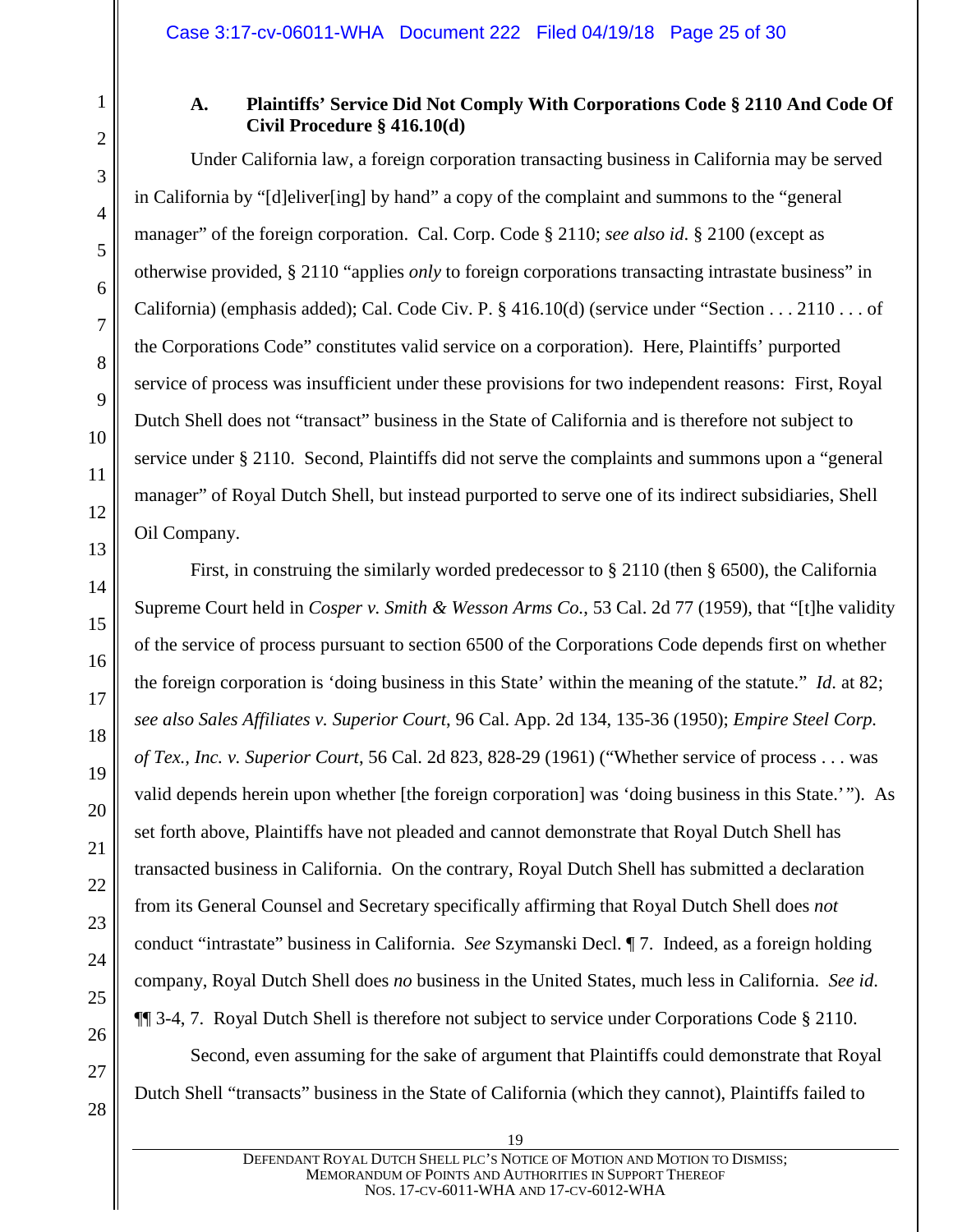### A. Plaintiffs' Service Did Not Comply With Corporations Code § 2110 And Code Of Civil Procedure § 416.10(d)

Under California law, a foreign corporation transacting business in California may be served in California by "[d]eliver[ing] by hand" a copy of the complaint and summons to the "general manager" of the foreign corporation. Cal. Corp. Code § 2110; *see also id*. § 2100 (except as otherwise provided, § 2110 "applies *only* to foreign corporations transacting intrastate business" in California) (emphasis added); Cal. Code Civ. P. § 416.10(d) (service under "Section . . . 2110 . . . of the Corporations Code" constitutes valid service on a corporation). Here, Plaintiffs' purported service of process was insufficient under these provisions for two independent reasons: First, Royal Dutch Shell does not "transact" business in the State of California and is therefore not subject to service under § 2110. Second, Plaintiffs did not serve the complaints and summons upon a "general manager" of Royal Dutch Shell, but instead purported to serve one of its indirect subsidiaries, Shell Oil Company.

First, in construing the similarly worded predecessor to § 2110 (then § 6500), the California Supreme Court held in *Cosper v. Smith & Wesson Arms Co.*, 53 Cal. 2d 77 (1959), that "[t]he validity of the service of process pursuant to section 6500 of the Corporations Code depends first on whether the foreign corporation is 'doing business in this State' within the meaning of the statute." *Id.* at 82; *see also Sales Affiliates v. Superior Court*, 96 Cal. App. 2d 134, 135-36 (1950); *Empire Steel Corp. of Tex., Inc. v. Superior Court*, 56 Cal. 2d 823, 828-29 (1961) ("Whether service of process . . . was valid depends herein upon whether [the foreign corporation] was 'doing business in this State.'"). As set forth above, Plaintiffs have not pleaded and cannot demonstrate that Royal Dutch Shell has transacted business in California. On the contrary, Royal Dutch Shell has submitted a declaration from its General Counsel and Secretary specifically affirming that Royal Dutch Shell does *not* conduct "intrastate" business in California. *See* Szymanski Decl. ¶ 7. Indeed, as a foreign holding company, Royal Dutch Shell does *no* business in the United States, much less in California. *See id.* ¶¶ 3-4, 7. Royal Dutch Shell is therefore not subject to service under Corporations Code § 2110.

Second, even assuming for the sake of argument that Plaintiffs could demonstrate that Royal Dutch Shell "transacts" business in the State of California (which they cannot), Plaintiffs failed to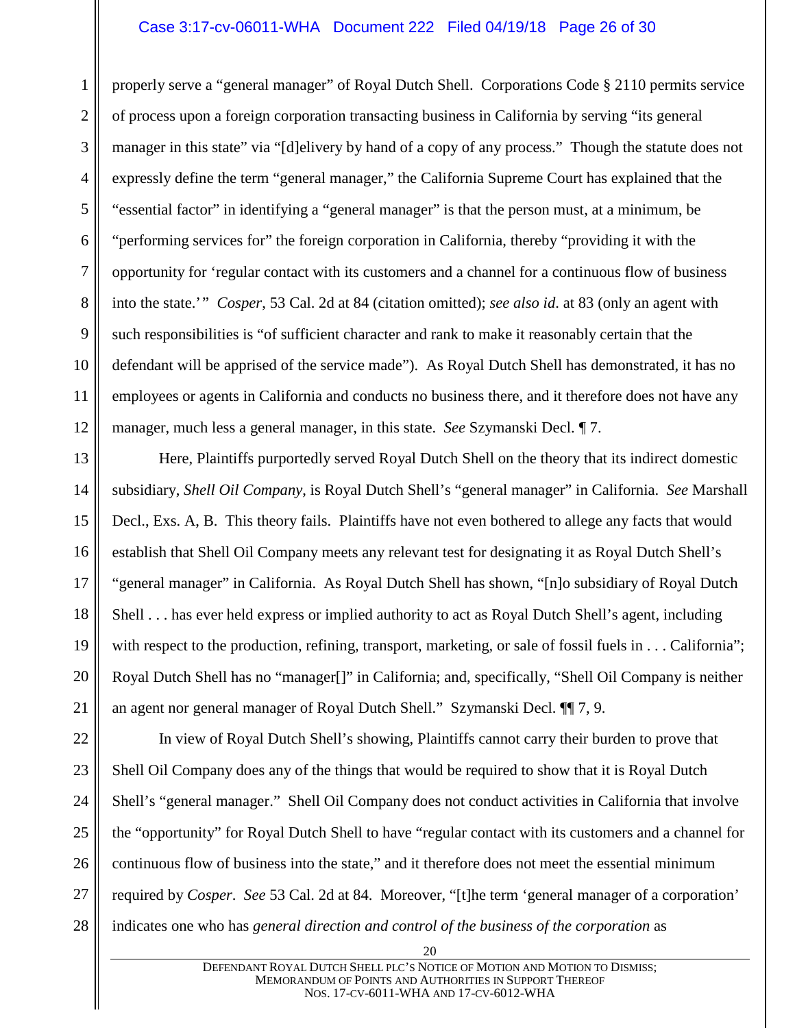properly serve a "general manager" of Royal Dutch Shell. Corporations Code § 2110 permits service of process upon a foreign corporation transacting business in California by serving "its general manager in this state" via "[d]elivery by hand of a copy of any process." Though the statute does not expressly define the term "general manager," the California Supreme Court has explained that the "essential factor" in identifying a "general manager" is that the person must, at a minimum, be "performing services for" the foreign corporation in California, thereby "providing it with the opportunity for 'regular contact with its customers and a channel for a continuous flow of business into the state.'" *Cosper*, 53 Cal. 2d at 84 (citation omitted); *see also id.* at 83 (only an agent with such responsibilities is "of sufficient character and rank to make it reasonably certain that the defendant will be apprised of the service made"). As Royal Dutch Shell has demonstrated, it has no employees or agents in California and conducts no business there, and it therefore does not have any manager, much less a general manager, in this state. *See* Szymanski Decl. ¶ 7.

Here, Plaintiffs purportedly served Royal Dutch Shell on the theory that its indirect domestic subsidiary, *Shell Oil Company*, is Royal Dutch Shell's "general manager" in California. *See* Marshall Decl., Exs. A, B. This theory fails. Plaintiffs have not even bothered to allege any facts that would establish that Shell Oil Company meets any relevant test for designating it as Royal Dutch Shell's "general manager" in California. As Royal Dutch Shell has shown, "[n]o subsidiary of Royal Dutch Shell . . . has ever held express or implied authority to act as Royal Dutch Shell's agent, including with respect to the production, refining, transport, marketing, or sale of fossil fuels in . . . California"; Royal Dutch Shell has no "manager[]" in California; and, specifically, "Shell Oil Company is neither an agent nor general manager of Royal Dutch Shell." Szymanski Decl. ¶¶ 7, 9.

In view of Royal Dutch Shell's showing, Plaintiffs cannot carry their burden to prove that Shell Oil Company does any of the things that would be required to show that it is Royal Dutch Shell's "general manager." Shell Oil Company does not conduct activities in California that involve the "opportunity" for Royal Dutch Shell to have "regular contact with its customers and a channel for continuous flow of business into the state," and it therefore does not meet the essential minimum required by *Cosper*. *See* 53 Cal. 2d at 84. Moreover, "[t]he term 'general manager of a corporation' indicates one who has *general direction and control of the business of the corporation* as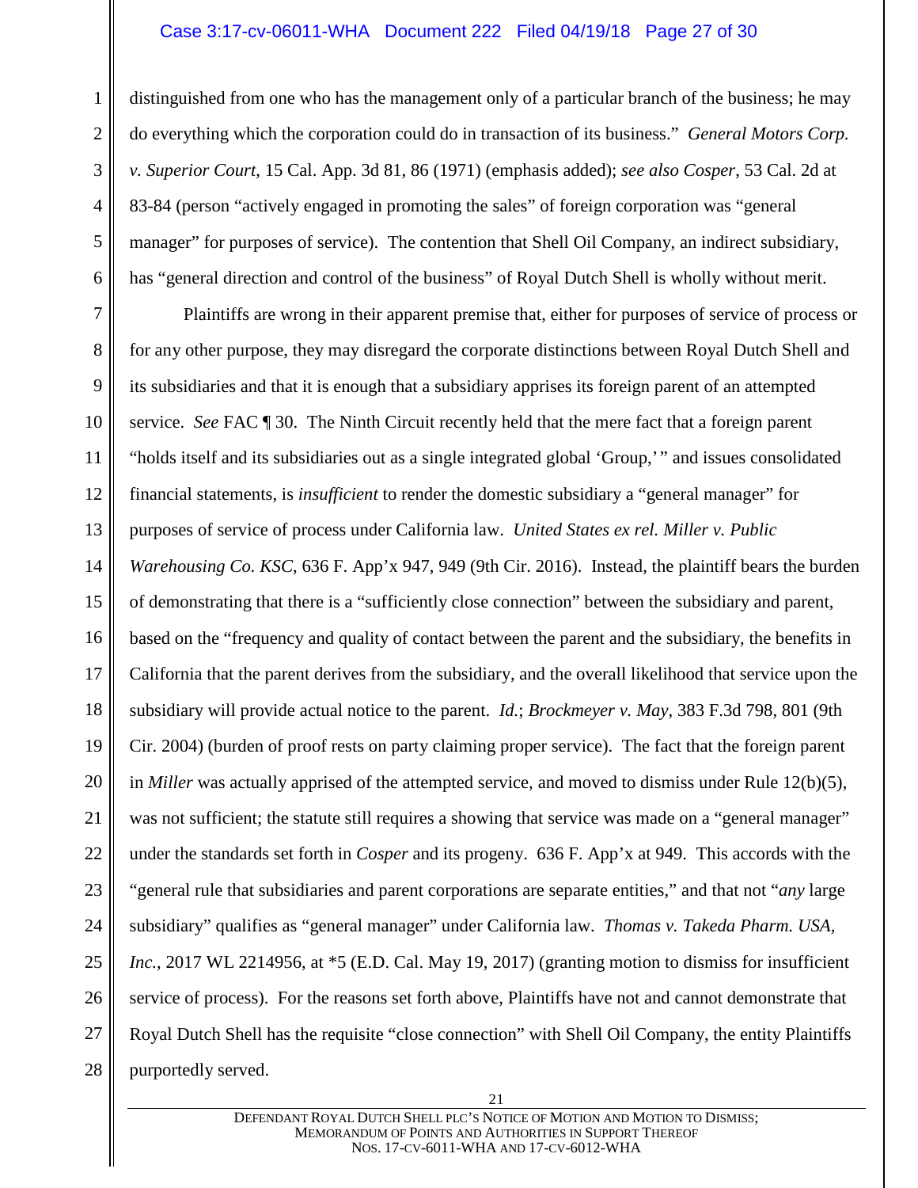distinguished from one who has the management only of a particular branch of the business; he may do everything which the corporation could do in transaction of its business." *General Motors Corp. v. Superior Court*, 15 Cal. App. 3d 81, 86 (1971) (emphasis added); *see also Cosper*, 53 Cal. 2d at 83-84 (person "actively engaged in promoting the sales" of foreign corporation was "general manager" for purposes of service). The contention that Shell Oil Company, an indirect subsidiary, has "general direction and control of the business" of Royal Dutch Shell is wholly without merit.

Plaintiffs are wrong in their apparent premise that, either for purposes of service of process or for any other purpose, they may disregard the corporate distinctions between Royal Dutch Shell and its subsidiaries and that it is enough that a subsidiary apprises its foreign parent of an attempted service. *See* FAC ¶ 30. The Ninth Circuit recently held that the mere fact that a foreign parent "holds itself and its subsidiaries out as a single integrated global 'Group,'" and issues consolidated financial statements, is *insufficient* to render the domestic subsidiary a "general manager" for purposes of service of process under California law. *United States ex rel. Miller v. Public Warehousing Co. KSC*, 636 F. App'x 947, 949 (9th Cir. 2016). Instead, the plaintiff bears the burden of demonstrating that there is a "sufficiently close connection" between the subsidiary and parent, based on the "frequency and quality of contact between the parent and the subsidiary, the benefits in California that the parent derives from the subsidiary, and the overall likelihood that service upon the subsidiary will provide actual notice to the parent. *Id.*; *Brockmeyer v. May*, 383 F.3d 798, 801 (9th Cir. 2004) (burden of proof rests on party claiming proper service). The fact that the foreign parent in *Miller* was actually apprised of the attempted service, and moved to dismiss under Rule 12(b)(5), was not sufficient; the statute still requires a showing that service was made on a "general manager" under the standards set forth in *Cosper* and its progeny. 636 F. App'x at 949. This accords with the "general rule that subsidiaries and parent corporations are separate entities," and that not "*any* large subsidiary" qualifies as "general manager" under California law. *Thomas v. Takeda Pharm. USA, Inc.*, 2017 WL 2214956, at *5 (E.D. Cal. May 19, 2017) (granting motion to dismiss for insufficient service of process). For the reasons set forth above, Plaintiffs have not and cannot demonstrate that Royal Dutch Shell has the requisite "close connection" with Shell Oil Company, the entity Plaintiffs purportedly served.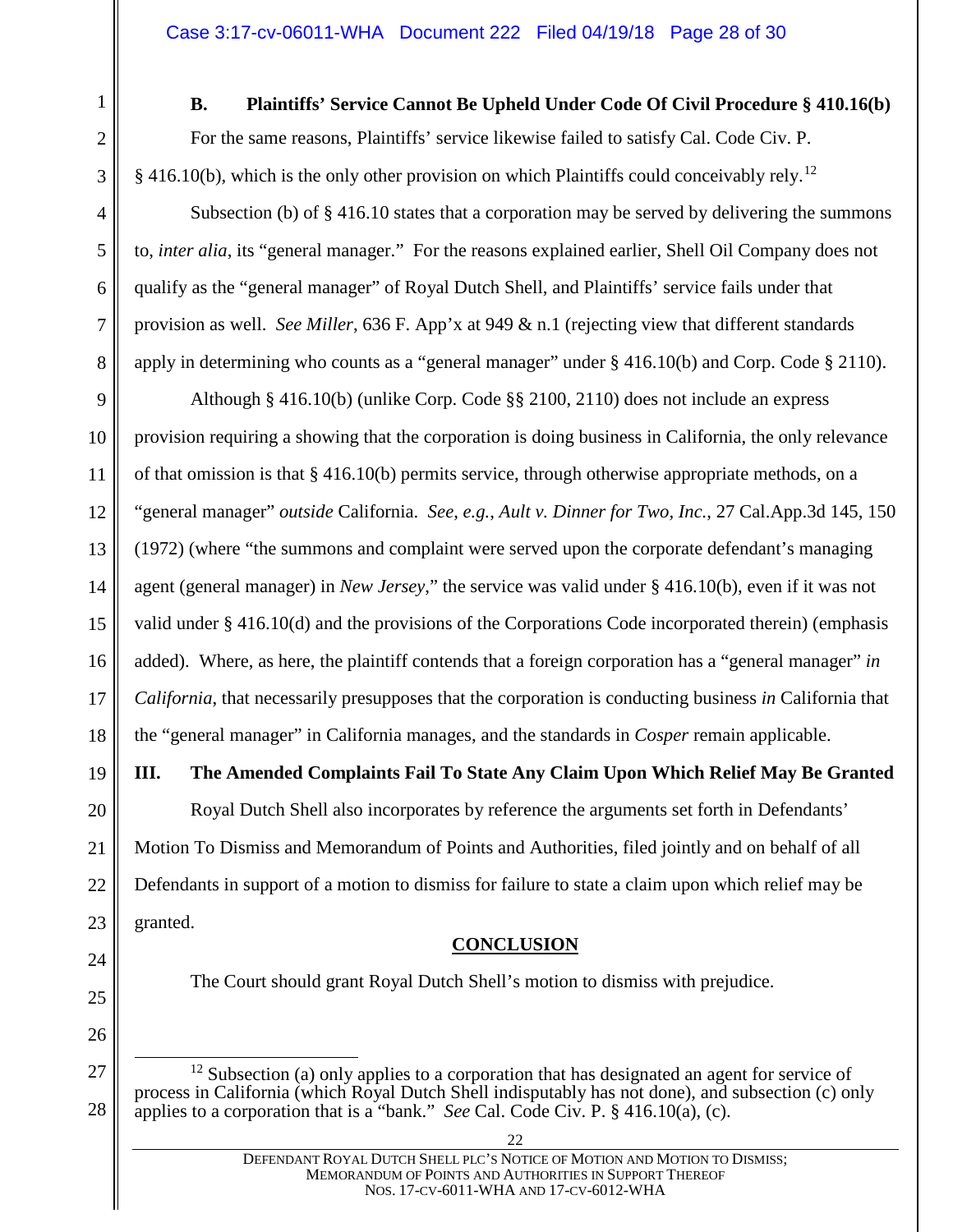### B. Plaintiffs' Service Cannot Be Upheld Under Code Of Civil Procedure § 410.16(b)

For the same reasons, Plaintiffs' service likewise failed to satisfy Cal. Code Civ. P. § 416.10(b), which is the only other provision on which Plaintiffs could conceivably rely.[12]

Subsection (b) of § 416.10 states that a corporation may be served by delivering the summons to, *inter alia*, its "general manager." For the reasons explained earlier, Shell Oil Company does not qualify as the "general manager" of Royal Dutch Shell, and Plaintiffs' service fails under that provision as well. *See Miller*, 636 F. App'x at 949 & n.1 (rejecting view that different standards apply in determining who counts as a "general manager" under § 416.10(b) and Corp. Code § 2110).

Although § 416.10(b) (unlike Corp. Code §§ 2100, 2110) does not include an express provision requiring a showing that the corporation is doing business in California, the only relevance of that omission is that § 416.10(b) permits service, through otherwise appropriate methods, on a "general manager" *outside* California. *See, e.g.*, *Ault v. Dinner for Two, Inc.*, 27 Cal.App.3d 145, 150 (1972) (where "the summons and complaint were served upon the corporate defendant's managing agent (general manager) in *New Jersey*," the service was valid under § 416.10(b), even if it was not valid under § 416.10(d) and the provisions of the Corporations Code incorporated therein) (emphasis added). Where, as here, the plaintiff contends that a foreign corporation has a "general manager" *in California*, that necessarily presupposes that the corporation is conducting business *in* California that the "general manager" in California manages, and the standards in *Cosper* remain applicable.

## III. The Amended Complaints Fail To State Any Claim Upon Which Relief May Be Granted

Royal Dutch Shell also incorporates by reference the arguments set forth in Defendants' Motion To Dismiss and Memorandum of Points and Authorities, filed jointly and on behalf of all Defendants in support of a motion to dismiss for failure to state a claim upon which relief may be granted.

## CONCLUSION

The Court should grant Royal Dutch Shell's motion to dismiss with prejudice.

---

[12] Subsection (a) only applies to a corporation that has designated an agent for service of process in California (which Royal Dutch Shell indisputably has not done), and subsection (c) only applies to a corporation that is a "bank." *See* Cal. Code Civ. P. § 416.10(a), (c).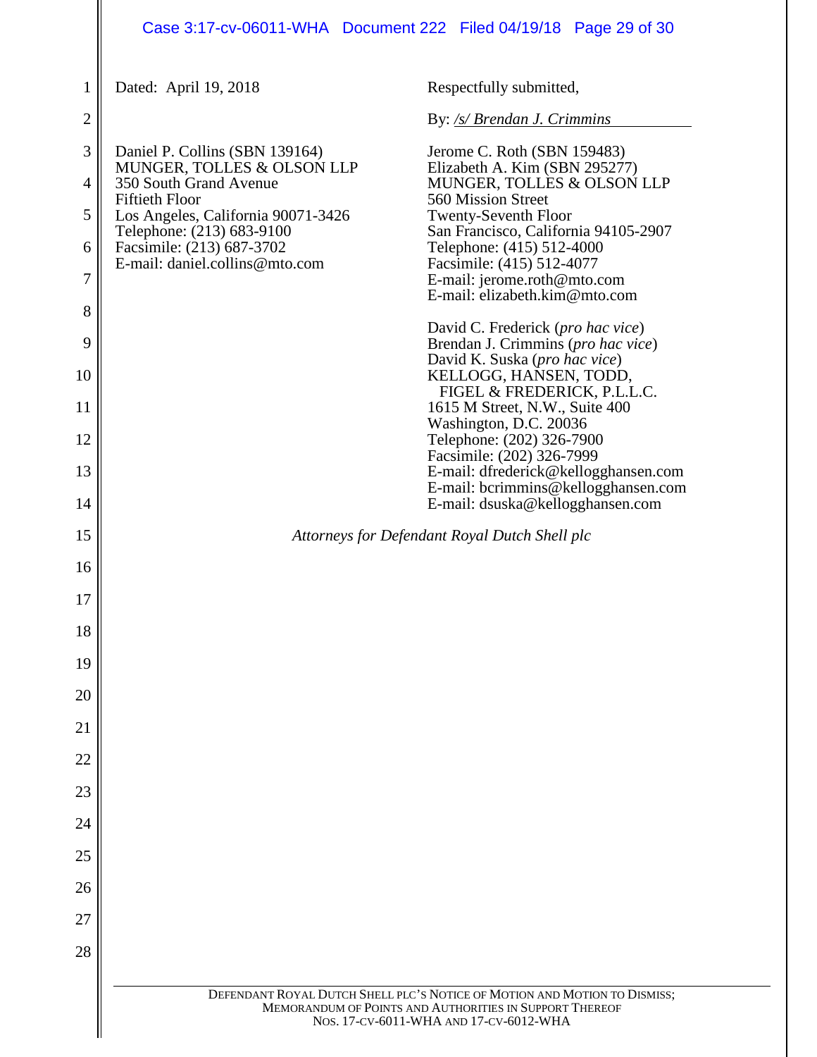Dated: April 19, 2018

Respectfully submitted,

By: */s/ Brendan J. Crimmins*

Daniel P. Collins (SBN 139164)
MUNGER, TOLLES & OLSON LLP
350 South Grand Avenue
Fiftieth Floor
Los Angeles, California 90071-3426
Telephone: (213) 683-9100
Facsimile: (213) 687-3702
E-mail: daniel.collins@mto.com

Jerome C. Roth (SBN 159483)
Elizabeth A. Kim (SBN 295277)
MUNGER, TOLLES & OLSON LLP
560 Mission Street
Twenty-Seventh Floor
San Francisco, California 94105-2907
Telephone: (415) 512-4000
Facsimile: (415) 512-4077
E-mail: jerome.roth@mto.com
E-mail: elizabeth.kim@mto.com

David C. Frederick (*pro hac vice*)
Brendan J. Crimmins (*pro hac vice*)
David K. Suska (*pro hac vice*)
KELLOGG, HANSEN, TODD, FIGEL & FREDERICK, P.L.L.C.
1615 M Street, N.W., Suite 400
Washington, D.C. 20036
Telephone: (202) 326-7900
Facsimile: (202) 326-7999
E-mail: dfrederick@kellogghansen.com
E-mail: bcrimmins@kellogghansen.com
E-mail: dsuska@kellogghansen.com

*Attorneys for Defendant Royal Dutch Shell plc*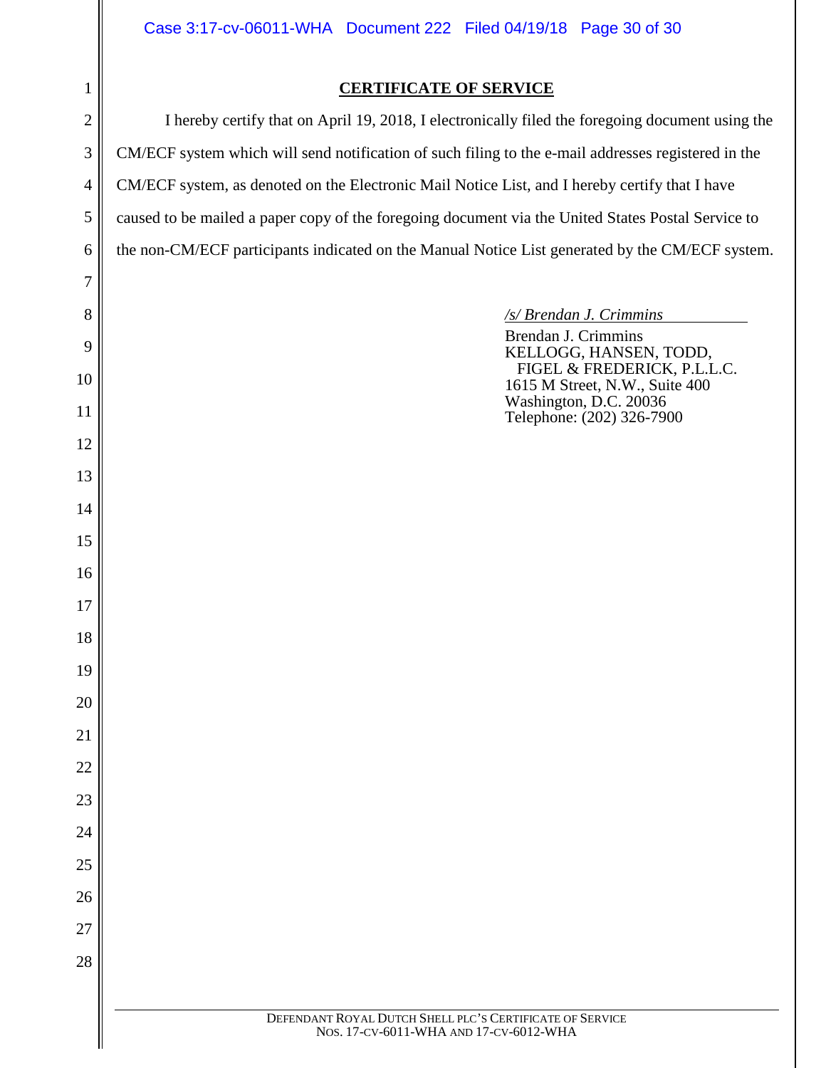**CERTIFICATE OF SERVICE**

I hereby certify that on April 19, 2018, I electronically filed the foregoing document using the CM/ECF system which will send notification of such filing to the e-mail addresses registered in the CM/ECF system, as denoted on the Electronic Mail Notice List, and I hereby certify that I have caused to be mailed a paper copy of the foregoing document via the United States Postal Service to the non-CM/ECF participants indicated on the Manual Notice List generated by the CM/ECF system.

*/s/ Brendan J. Crimmins*

Brendan J. Crimmins
KELLOGG, HANSEN, TODD,
FIGEL & FREDERICK, P.L.L.C.
1615 M Street, N.W., Suite 400
Washington, D.C. 20036
Telephone: (202) 326-7900